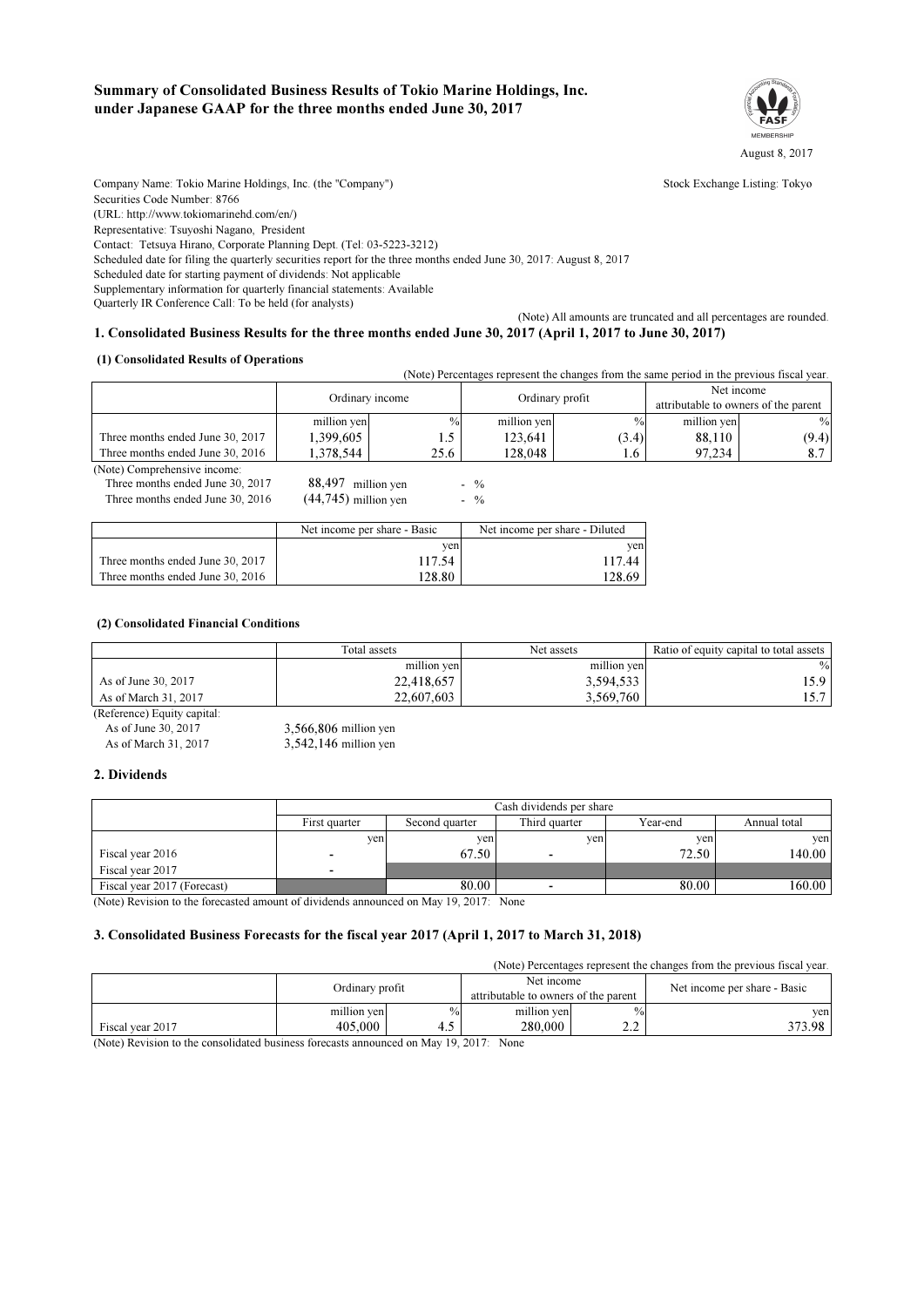# Summary of Consolidated Business Results of Tokio Marine Holdings, Inc. under Japanese GAAP for the three months ended June 30, 2017

August 8, 2017

Company Name: Tokio Marine Holdings, Inc. (the "Company")  Stock Exchange Listing: Tokyo
Securities Code Number: 8766
(URL: http://www.tokiomarinehd.com/en/)
Representative: Tsuyoshi Nagano, President
Contact: Tetsuya Hirano, Corporate Planning Dept. (Tel: 03-5223-3212)
Scheduled date for filing the quarterly securities report for the three months ended June 30, 2017: August 8, 2017
Scheduled date for starting payment of dividends: Not applicable
Supplementary information for quarterly financial statements: Available
Quarterly IR Conference Call: To be held (for analysts)

(Note) All amounts are truncated and all percentages are rounded.

## 1. Consolidated Business Results for the three months ended June 30, 2017 (April 1, 2017 to June 30, 2017)

### (1) Consolidated Results of Operations

(Note) Percentages represent the changes from the same period in the previous fiscal year.

| | Ordinary income | | Ordinary profit | | Net income attributable to owners of the parent | |
|---|---|---|---|---|---|---|
| | million yen | % | million yen | % | million yen | % |
| Three months ended June 30, 2017 | 1,399,605 | 1.5 | 123,641 | (3.4) | 88,110 | (9.4) |
| Three months ended June 30, 2016 | 1,378,544 | 25.6 | 128,048 | 1.6 | 97,234 | 8.7 |

(Note) Comprehensive income:
Three months ended June 30, 2017  88,497 million yen  - %
Three months ended June 30, 2016  (44,745) million yen  - %

| | Net income per share - Basic | Net income per share - Diluted |
|---|---|---|
| | yen | yen |
| Three months ended June 30, 2017 | 117.54 | 117.44 |
| Three months ended June 30, 2016 | 128.80 | 128.69 |

### (2) Consolidated Financial Conditions

| | Total assets | Net assets | Ratio of equity capital to total assets |
|---|---|---|---|
| | million yen | million yen | % |
| As of June 30, 2017 | 22,418,657 | 3,594,533 | 15.9 |
| As of March 31, 2017 | 22,607,603 | 3,569,760 | 15.7 |

(Reference) Equity capital:
As of June 30, 2017  3,566,806 million yen
As of March 31, 2017  3,542,146 million yen

## 2. Dividends

| | Cash dividends per share | | | | |
|---|---|---|---|---|---|
| | First quarter | Second quarter | Third quarter | Year-end | Annual total |
| | yen | yen | yen | yen | yen |
| Fiscal year 2016 | - | 67.50 | - | 72.50 | 140.00 |
| Fiscal year 2017 | - | | | | |
| Fiscal year 2017 (Forecast) | | 80.00 | - | 80.00 | 160.00 |

(Note) Revision to the forecasted amount of dividends announced on May 19, 2017: None

## 3. Consolidated Business Forecasts for the fiscal year 2017 (April 1, 2017 to March 31, 2018)

(Note) Percentages represent the changes from the previous fiscal year.

| | Ordinary profit | | Net income attributable to owners of the parent | | Net income per share - Basic |
|---|---|---|---|---|---|
| | million yen | % | million yen | % | yen |
| Fiscal year 2017 | 405,000 | 4.5 | 280,000 | 2.2 | 373.98 |

(Note) Revision to the consolidated business forecasts announced on May 19, 2017: None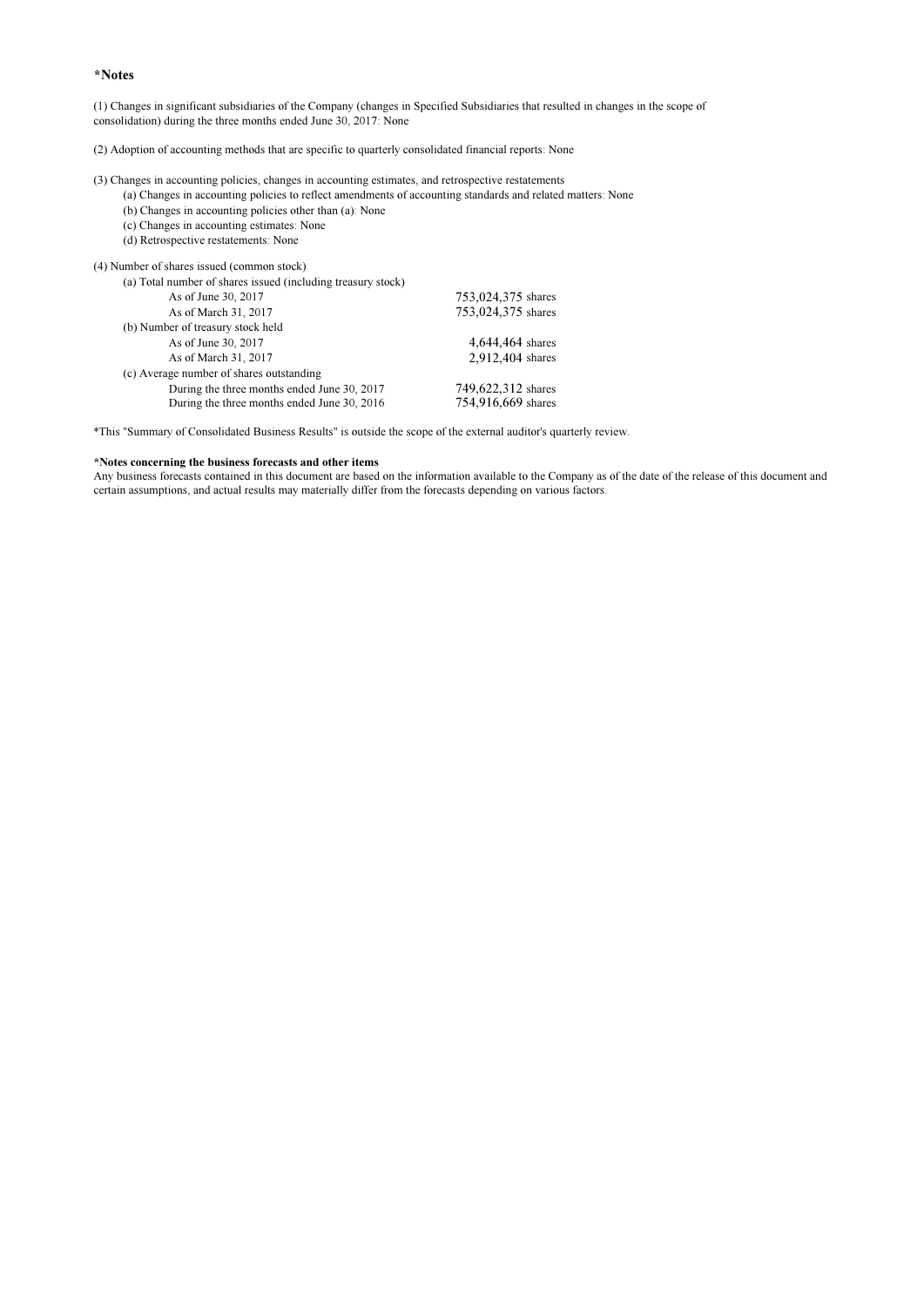**\*Notes**

(1) Changes in significant subsidiaries of the Company (changes in Specified Subsidiaries that resulted in changes in the scope of consolidation) during the three months ended June 30, 2017: None

(2) Adoption of accounting methods that are specific to quarterly consolidated financial reports: None

(3) Changes in accounting policies, changes in accounting estimates, and retrospective restatements

- (a) Changes in accounting policies to reflect amendments of accounting standards and related matters: None
- (b) Changes in accounting policies other than (a): None
- (c) Changes in accounting estimates: None
- (d) Retrospective restatements: None

(4) Number of shares issued (common stock)

| | |
|---|---|
| (a) Total number of shares issued (including treasury stock) | |
| As of June 30, 2017 | 753,024,375 shares |
| As of March 31, 2017 | 753,024,375 shares |
| (b) Number of treasury stock held | |
| As of June 30, 2017 | 4,644,464 shares |
| As of March 31, 2017 | 2,912,404 shares |
| (c) Average number of shares outstanding | |
| During the three months ended June 30, 2017 | 749,622,312 shares |
| During the three months ended June 30, 2016 | 754,916,669 shares |

*This "Summary of Consolidated Business Results" is outside the scope of the external auditor's quarterly review.

**\*Notes concerning the business forecasts and other items**

Any business forecasts contained in this document are based on the information available to the Company as of the date of the release of this document and certain assumptions, and actual results may materially differ from the forecasts depending on various factors.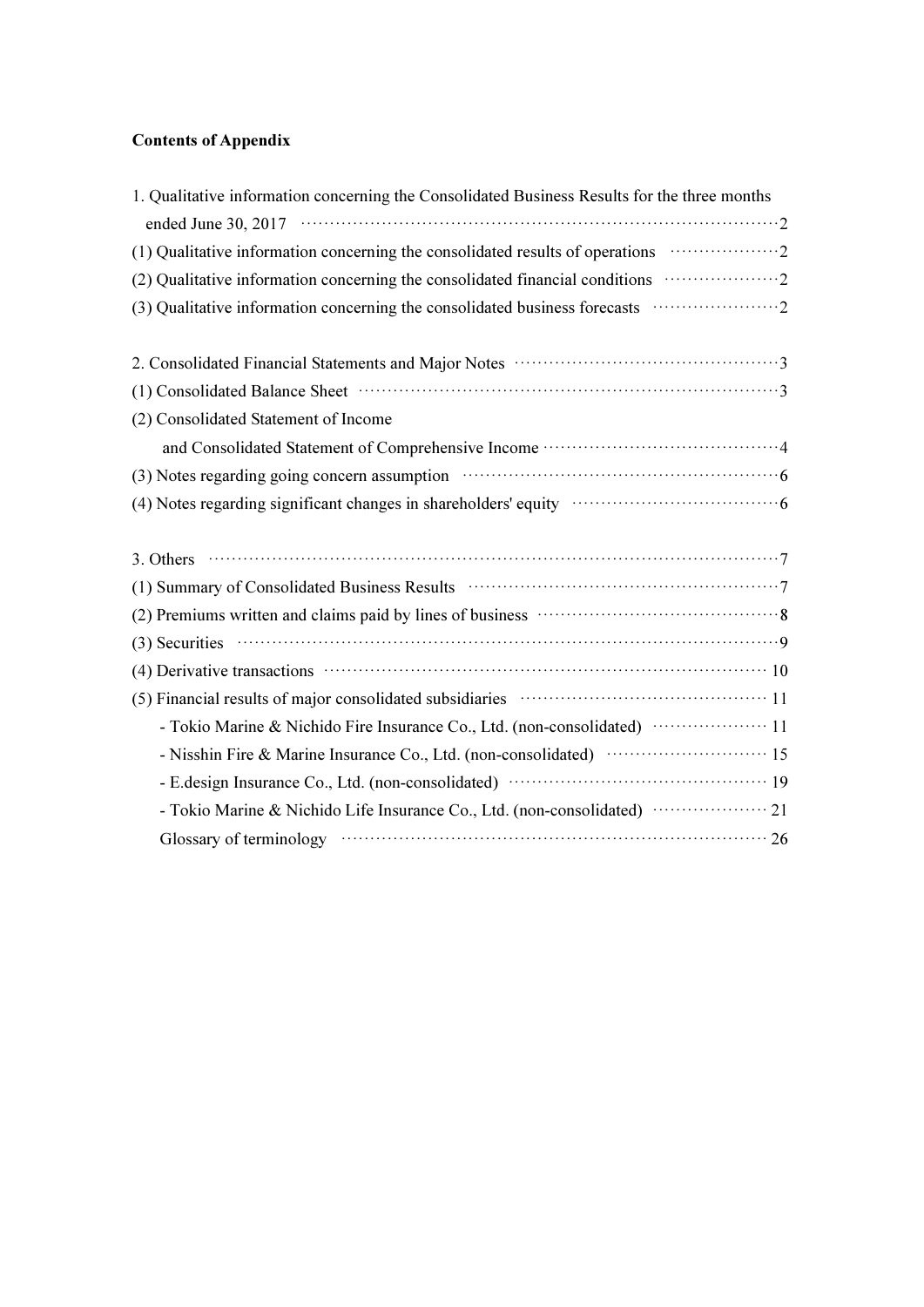**Contents of Appendix**

1. Qualitative information concerning the Consolidated Business Results for the three months ended June 30, 2017 ··························2

(1) Qualitative information concerning the consolidated results of operations ··························2

(2) Qualitative information concerning the consolidated financial conditions ··························2

(3) Qualitative information concerning the consolidated business forecasts ··························2

2. Consolidated Financial Statements and Major Notes ··························3

(1) Consolidated Balance Sheet ··························3

(2) Consolidated Statement of Income and Consolidated Statement of Comprehensive Income ··························4

(3) Notes regarding going concern assumption ··························6

(4) Notes regarding significant changes in shareholders' equity ··························6

3. Others ··························7

(1) Summary of Consolidated Business Results ··························7

(2) Premiums written and claims paid by lines of business ··························8

(3) Securities ··························9

(4) Derivative transactions ··························10

(5) Financial results of major consolidated subsidiaries ··························11

- Tokio Marine & Nichido Fire Insurance Co., Ltd. (non-consolidated) ··························11
- Nisshin Fire & Marine Insurance Co., Ltd. (non-consolidated) ··························15
- E.design Insurance Co., Ltd. (non-consolidated) ··························19
- Tokio Marine & Nichido Life Insurance Co., Ltd. (non-consolidated) ··························21

Glossary of terminology ··························26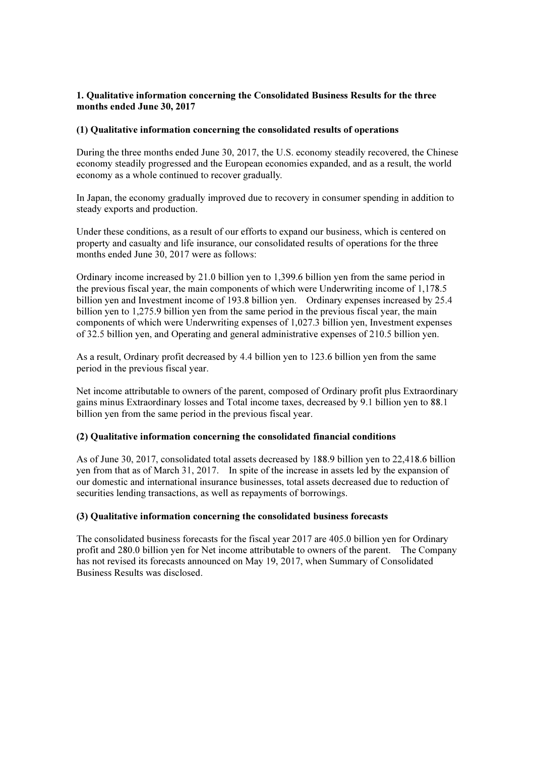## 1. Qualitative information concerning the Consolidated Business Results for the three months ended June 30, 2017

### (1) Qualitative information concerning the consolidated results of operations

During the three months ended June 30, 2017, the U.S. economy steadily recovered, the Chinese economy steadily progressed and the European economies expanded, and as a result, the world economy as a whole continued to recover gradually.

In Japan, the economy gradually improved due to recovery in consumer spending in addition to steady exports and production.

Under these conditions, as a result of our efforts to expand our business, which is centered on property and casualty and life insurance, our consolidated results of operations for the three months ended June 30, 2017 were as follows:

Ordinary income increased by 21.0 billion yen to 1,399.6 billion yen from the same period in the previous fiscal year, the main components of which were Underwriting income of 1,178.5 billion yen and Investment income of 193.8 billion yen. Ordinary expenses increased by 25.4 billion yen to 1,275.9 billion yen from the same period in the previous fiscal year, the main components of which were Underwriting expenses of 1,027.3 billion yen, Investment expenses of 32.5 billion yen, and Operating and general administrative expenses of 210.5 billion yen.

As a result, Ordinary profit decreased by 4.4 billion yen to 123.6 billion yen from the same period in the previous fiscal year.

Net income attributable to owners of the parent, composed of Ordinary profit plus Extraordinary gains minus Extraordinary losses and Total income taxes, decreased by 9.1 billion yen to 88.1 billion yen from the same period in the previous fiscal year.

### (2) Qualitative information concerning the consolidated financial conditions

As of June 30, 2017, consolidated total assets decreased by 188.9 billion yen to 22,418.6 billion yen from that as of March 31, 2017. In spite of the increase in assets led by the expansion of our domestic and international insurance businesses, total assets decreased due to reduction of securities lending transactions, as well as repayments of borrowings.

### (3) Qualitative information concerning the consolidated business forecasts

The consolidated business forecasts for the fiscal year 2017 are 405.0 billion yen for Ordinary profit and 280.0 billion yen for Net income attributable to owners of the parent. The Company has not revised its forecasts announced on May 19, 2017, when Summary of Consolidated Business Results was disclosed.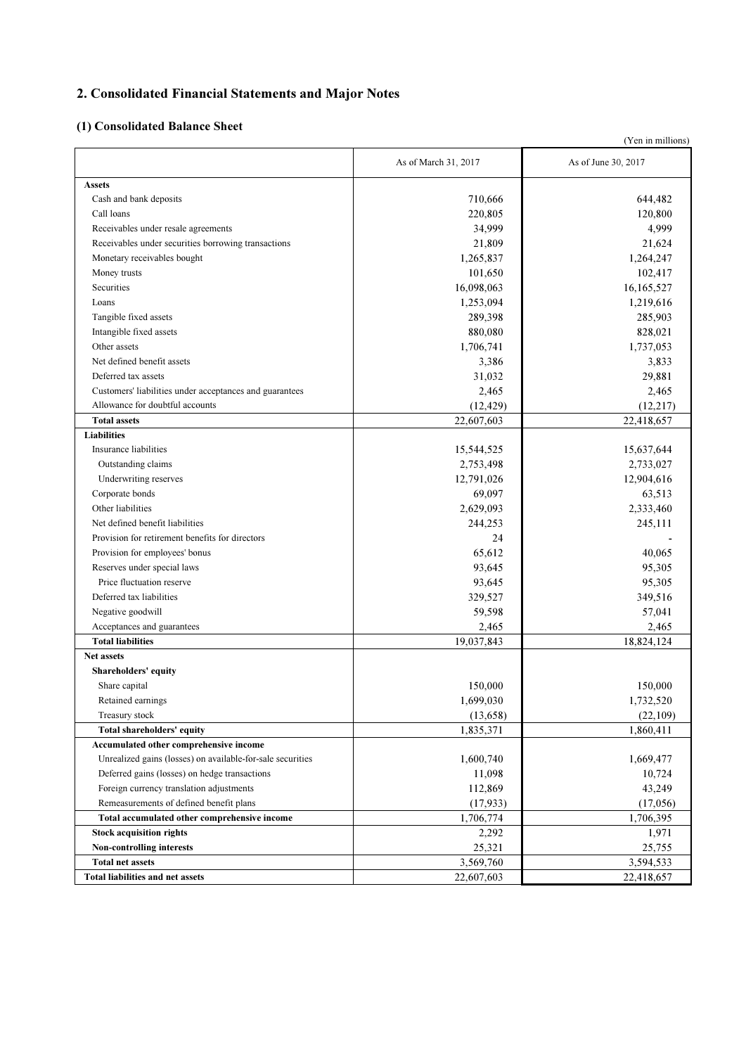## 2. Consolidated Financial Statements and Major Notes

### (1) Consolidated Balance Sheet

(Yen in millions)

| | As of March 31, 2017 | As of June 30, 2017 |
|---|---|---|
| **Assets** | | |
| Cash and bank deposits | 710,666 | 644,482 |
| Call loans | 220,805 | 120,800 |
| Receivables under resale agreements | 34,999 | 4,999 |
| Receivables under securities borrowing transactions | 21,809 | 21,624 |
| Monetary receivables bought | 1,265,837 | 1,264,247 |
| Money trusts | 101,650 | 102,417 |
| Securities | 16,098,063 | 16,165,527 |
| Loans | 1,253,094 | 1,219,616 |
| Tangible fixed assets | 289,398 | 285,903 |
| Intangible fixed assets | 880,080 | 828,021 |
| Other assets | 1,706,741 | 1,737,053 |
| Net defined benefit assets | 3,386 | 3,833 |
| Deferred tax assets | 31,032 | 29,881 |
| Customers' liabilities under acceptances and guarantees | 2,465 | 2,465 |
| Allowance for doubtful accounts | (12,429) | (12,217) |
| **Total assets** | 22,607,603 | 22,418,657 |
| **Liabilities** | | |
| Insurance liabilities | 15,544,525 | 15,637,644 |
| Outstanding claims | 2,753,498 | 2,733,027 |
| Underwriting reserves | 12,791,026 | 12,904,616 |
| Corporate bonds | 69,097 | 63,513 |
| Other liabilities | 2,629,093 | 2,333,460 |
| Net defined benefit liabilities | 244,253 | 245,111 |
| Provision for retirement benefits for directors | 24 | - |
| Provision for employees' bonus | 65,612 | 40,065 |
| Reserves under special laws | 93,645 | 95,305 |
| Price fluctuation reserve | 93,645 | 95,305 |
| Deferred tax liabilities | 329,527 | 349,516 |
| Negative goodwill | 59,598 | 57,041 |
| Acceptances and guarantees | 2,465 | 2,465 |
| **Total liabilities** | 19,037,843 | 18,824,124 |
| **Net assets** | | |
| **Shareholders' equity** | | |
| Share capital | 150,000 | 150,000 |
| Retained earnings | 1,699,030 | 1,732,520 |
| Treasury stock | (13,658) | (22,109) |
| **Total shareholders' equity** | 1,835,371 | 1,860,411 |
| **Accumulated other comprehensive income** | | |
| Unrealized gains (losses) on available-for-sale securities | 1,600,740 | 1,669,477 |
| Deferred gains (losses) on hedge transactions | 11,098 | 10,724 |
| Foreign currency translation adjustments | 112,869 | 43,249 |
| Remeasurements of defined benefit plans | (17,933) | (17,056) |
| **Total accumulated other comprehensive income** | 1,706,774 | 1,706,395 |
| **Stock acquisition rights** | 2,292 | 1,971 |
| **Non-controlling interests** | 25,321 | 25,755 |
| **Total net assets** | 3,569,760 | 3,594,533 |
| **Total liabilities and net assets** | 22,607,603 | 22,418,657 |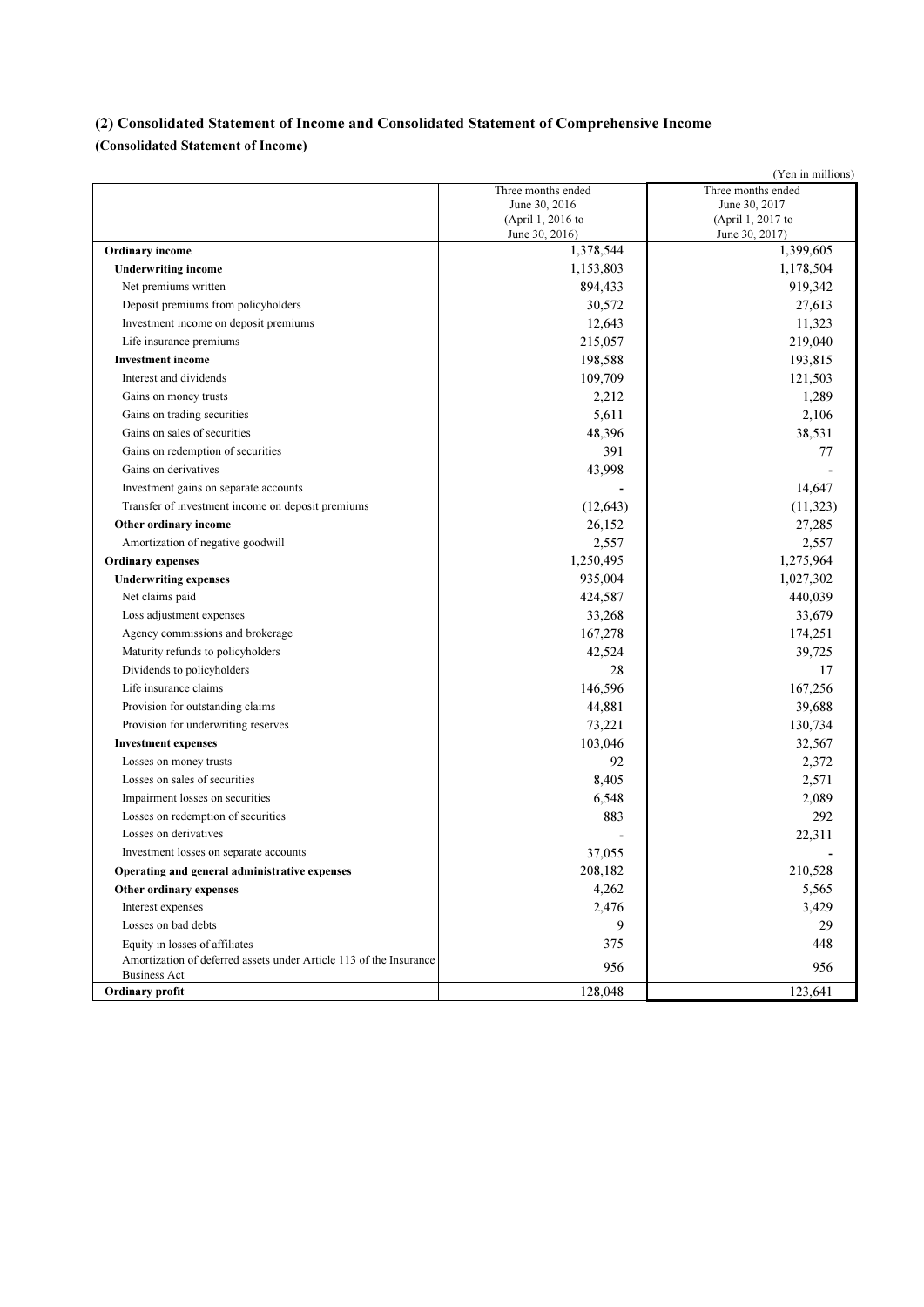### (2) Consolidated Statement of Income and Consolidated Statement of Comprehensive Income

**(Consolidated Statement of Income)**

(Yen in millions)

| | Three months ended June 30, 2016 (April 1, 2016 to June 30, 2016) | Three months ended June 30, 2017 (April 1, 2017 to June 30, 2017) |
|---|---|---|
| **Ordinary income** | 1,378,544 | 1,399,605 |
| **Underwriting income** | 1,153,803 | 1,178,504 |
| Net premiums written | 894,433 | 919,342 |
| Deposit premiums from policyholders | 30,572 | 27,613 |
| Investment income on deposit premiums | 12,643 | 11,323 |
| Life insurance premiums | 215,057 | 219,040 |
| **Investment income** | 198,588 | 193,815 |
| Interest and dividends | 109,709 | 121,503 |
| Gains on money trusts | 2,212 | 1,289 |
| Gains on trading securities | 5,611 | 2,106 |
| Gains on sales of securities | 48,396 | 38,531 |
| Gains on redemption of securities | 391 | 77 |
| Gains on derivatives | 43,998 | - |
| Investment gains on separate accounts | - | 14,647 |
| Transfer of investment income on deposit premiums | (12,643) | (11,323) |
| **Other ordinary income** | 26,152 | 27,285 |
| Amortization of negative goodwill | 2,557 | 2,557 |
| **Ordinary expenses** | 1,250,495 | 1,275,964 |
| **Underwriting expenses** | 935,004 | 1,027,302 |
| Net claims paid | 424,587 | 440,039 |
| Loss adjustment expenses | 33,268 | 33,679 |
| Agency commissions and brokerage | 167,278 | 174,251 |
| Maturity refunds to policyholders | 42,524 | 39,725 |
| Dividends to policyholders | 28 | 17 |
| Life insurance claims | 146,596 | 167,256 |
| Provision for outstanding claims | 44,881 | 39,688 |
| Provision for underwriting reserves | 73,221 | 130,734 |
| **Investment expenses** | 103,046 | 32,567 |
| Losses on money trusts | 92 | 2,372 |
| Losses on sales of securities | 8,405 | 2,571 |
| Impairment losses on securities | 6,548 | 2,089 |
| Losses on redemption of securities | 883 | 292 |
| Losses on derivatives | - | 22,311 |
| Investment losses on separate accounts | 37,055 | - |
| **Operating and general administrative expenses** | 208,182 | 210,528 |
| **Other ordinary expenses** | 4,262 | 5,565 |
| Interest expenses | 2,476 | 3,429 |
| Losses on bad debts | 9 | 29 |
| Equity in losses of affiliates | 375 | 448 |
| Amortization of deferred assets under Article 113 of the Insurance Business Act | 956 | 956 |
| **Ordinary profit** | 128,048 | 123,641 |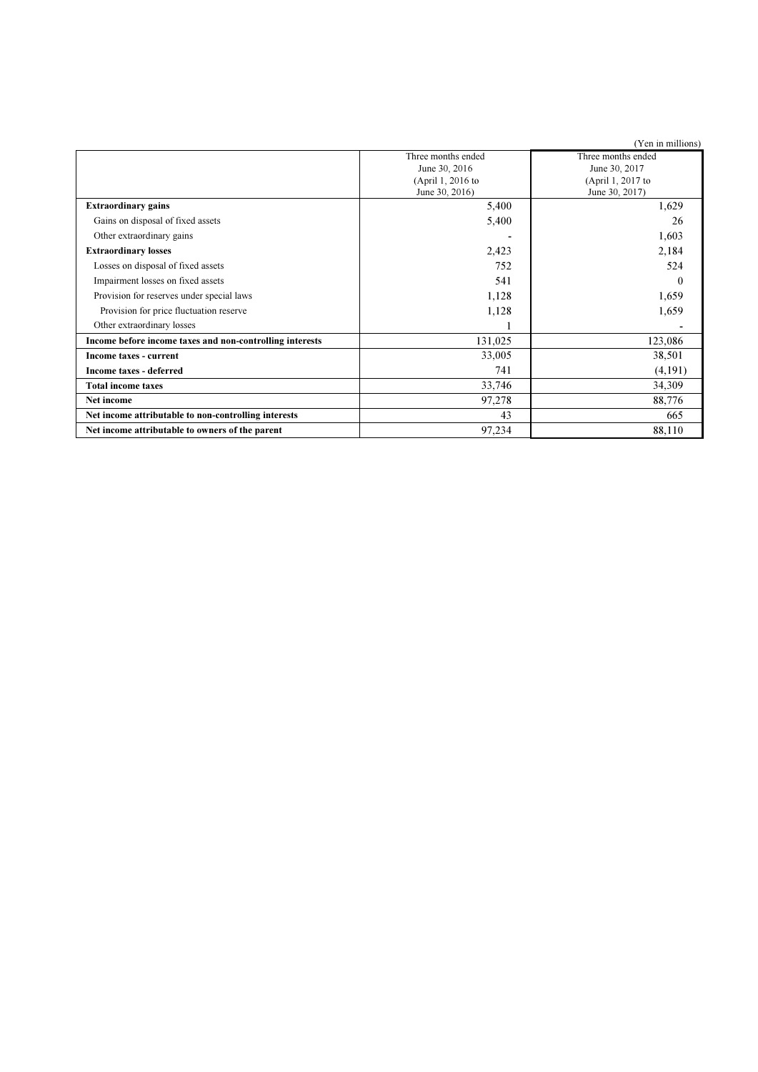(Yen in millions)

| | Three months ended June 30, 2016 (April 1, 2016 to June 30, 2016) | Three months ended June 30, 2017 (April 1, 2017 to June 30, 2017) |
|---|---|---|
| **Extraordinary gains** | 5,400 | 1,629 |
| Gains on disposal of fixed assets | 5,400 | 26 |
| Other extraordinary gains | - | 1,603 |
| **Extraordinary losses** | 2,423 | 2,184 |
| Losses on disposal of fixed assets | 752 | 524 |
| Impairment losses on fixed assets | 541 | 0 |
| Provision for reserves under special laws | 1,128 | 1,659 |
| Provision for price fluctuation reserve | 1,128 | 1,659 |
| Other extraordinary losses | 1 | - |
| **Income before income taxes and non-controlling interests** | 131,025 | 123,086 |
| **Income taxes - current** | 33,005 | 38,501 |
| **Income taxes - deferred** | 741 | (4,191) |
| **Total income taxes** | 33,746 | 34,309 |
| **Net income** | 97,278 | 88,776 |
| **Net income attributable to non-controlling interests** | 43 | 665 |
| **Net income attributable to owners of the parent** | 97,234 | 88,110 |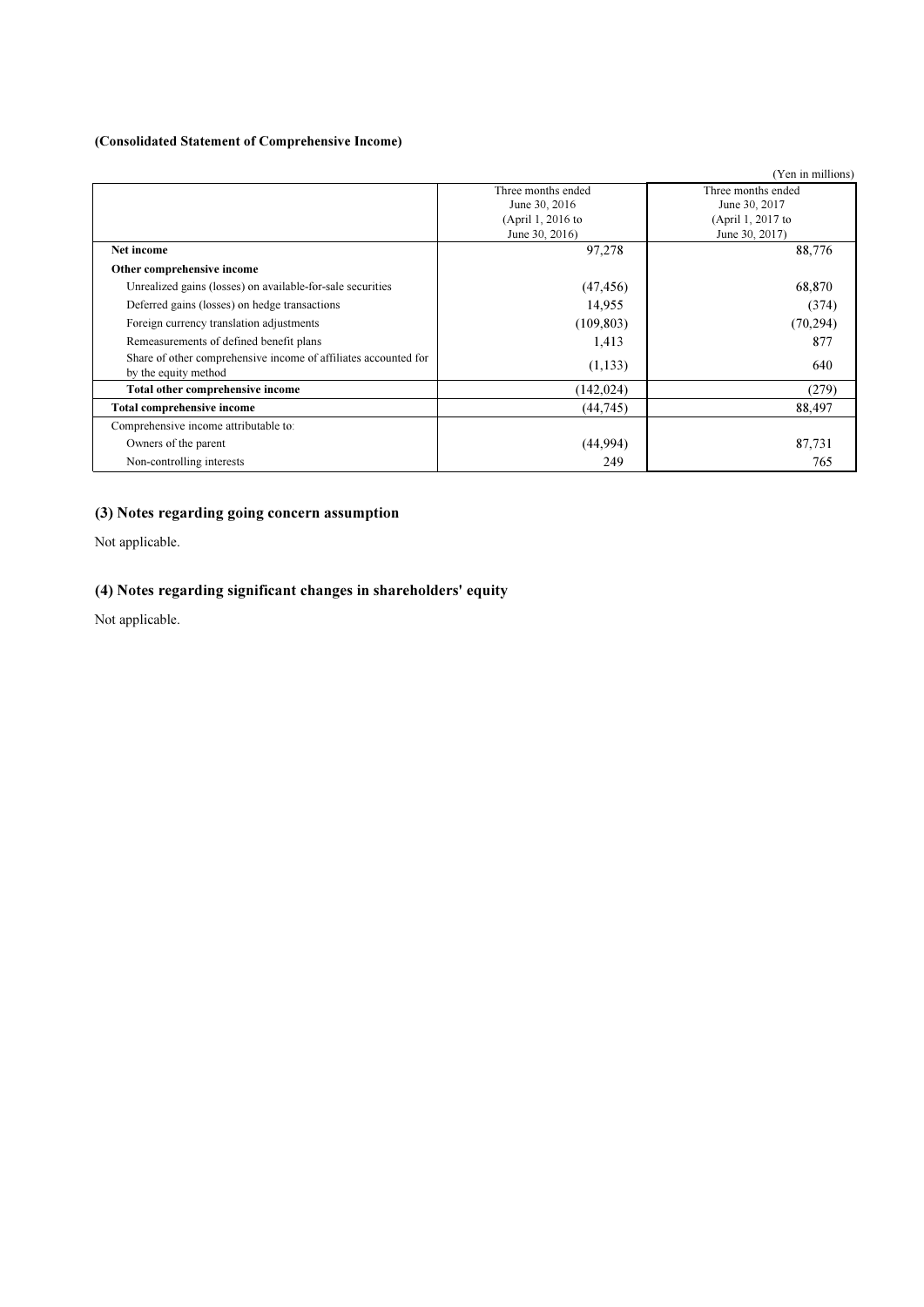**(Consolidated Statement of Comprehensive Income)**

(Yen in millions)

| | Three months ended June 30, 2016 (April 1, 2016 to June 30, 2016) | Three months ended June 30, 2017 (April 1, 2017 to June 30, 2017) |
|---|---|---|
| **Net income** | 97,278 | 88,776 |
| **Other comprehensive income** | | |
| Unrealized gains (losses) on available-for-sale securities | (47,456) | 68,870 |
| Deferred gains (losses) on hedge transactions | 14,955 | (374) |
| Foreign currency translation adjustments | (109,803) | (70,294) |
| Remeasurements of defined benefit plans | 1,413 | 877 |
| Share of other comprehensive income of affiliates accounted for by the equity method | (1,133) | 640 |
| **Total other comprehensive income** | (142,024) | (279) |
| **Total comprehensive income** | (44,745) | 88,497 |
| Comprehensive income attributable to: | | |
| Owners of the parent | (44,994) | 87,731 |
| Non-controlling interests | 249 | 765 |

## (3) Notes regarding going concern assumption

Not applicable.

## (4) Notes regarding significant changes in shareholders' equity

Not applicable.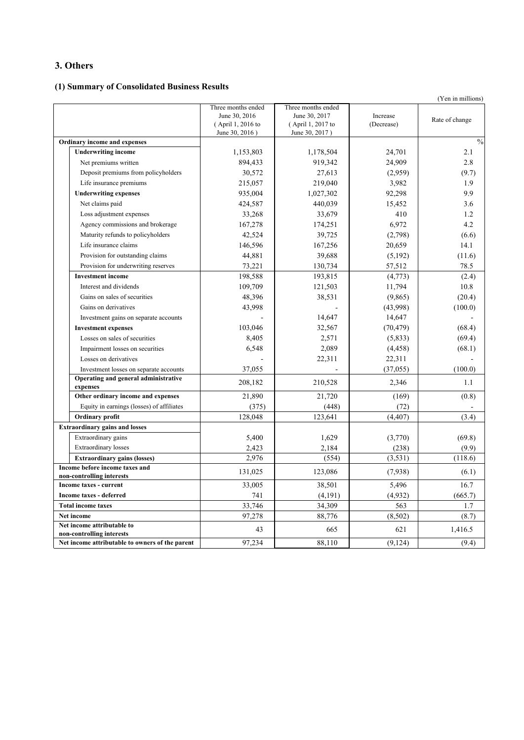## 3. Others

### (1) Summary of Consolidated Business Results

(Yen in millions)

| | Three months ended June 30, 2016 (April 1, 2016 to June 30, 2016) | Three months ended June 30, 2017 (April 1, 2017 to June 30, 2017) | Increase (Decrease) | Rate of change |
|---|---|---|---|---|
| **Ordinary income and expenses** | | | | % |
| **Underwriting income** | 1,153,803 | 1,178,504 | 24,701 | 2.1 |
| Net premiums written | 894,433 | 919,342 | 24,909 | 2.8 |
| Deposit premiums from policyholders | 30,572 | 27,613 | (2,959) | (9.7) |
| Life insurance premiums | 215,057 | 219,040 | 3,982 | 1.9 |
| **Underwriting expenses** | 935,004 | 1,027,302 | 92,298 | 9.9 |
| Net claims paid | 424,587 | 440,039 | 15,452 | 3.6 |
| Loss adjustment expenses | 33,268 | 33,679 | 410 | 1.2 |
| Agency commissions and brokerage | 167,278 | 174,251 | 6,972 | 4.2 |
| Maturity refunds to policyholders | 42,524 | 39,725 | (2,798) | (6.6) |
| Life insurance claims | 146,596 | 167,256 | 20,659 | 14.1 |
| Provision for outstanding claims | 44,881 | 39,688 | (5,192) | (11.6) |
| Provision for underwriting reserves | 73,221 | 130,734 | 57,512 | 78.5 |
| **Investment income** | 198,588 | 193,815 | (4,773) | (2.4) |
| Interest and dividends | 109,709 | 121,503 | 11,794 | 10.8 |
| Gains on sales of securities | 48,396 | 38,531 | (9,865) | (20.4) |
| Gains on derivatives | 43,998 | - | (43,998) | (100.0) |
| Investment gains on separate accounts | - | 14,647 | 14,647 | - |
| **Investment expenses** | 103,046 | 32,567 | (70,479) | (68.4) |
| Losses on sales of securities | 8,405 | 2,571 | (5,833) | (69.4) |
| Impairment losses on securities | 6,548 | 2,089 | (4,458) | (68.1) |
| Losses on derivatives | - | 22,311 | 22,311 | - |
| Investment losses on separate accounts | 37,055 | - | (37,055) | (100.0) |
| **Operating and general administrative expenses** | 208,182 | 210,528 | 2,346 | 1.1 |
| **Other ordinary income and expenses** | 21,890 | 21,720 | (169) | (0.8) |
| Equity in earnings (losses) of affiliates | (375) | (448) | (72) | - |
| **Ordinary profit** | 128,048 | 123,641 | (4,407) | (3.4) |
| **Extraordinary gains and losses** | | | | |
| Extraordinary gains | 5,400 | 1,629 | (3,770) | (69.8) |
| Extraordinary losses | 2,423 | 2,184 | (238) | (9.9) |
| **Extraordinary gains (losses)** | 2,976 | (554) | (3,531) | (118.6) |
| **Income before income taxes and non-controlling interests** | 131,025 | 123,086 | (7,938) | (6.1) |
| **Income taxes - current** | 33,005 | 38,501 | 5,496 | 16.7 |
| **Income taxes - deferred** | 741 | (4,191) | (4,932) | (665.7) |
| **Total income taxes** | 33,746 | 34,309 | 563 | 1.7 |
| **Net income** | 97,278 | 88,776 | (8,502) | (8.7) |
| **Net income attributable to non-controlling interests** | 43 | 665 | 621 | 1,416.5 |
| **Net income attributable to owners of the parent** | 97,234 | 88,110 | (9,124) | (9.4) |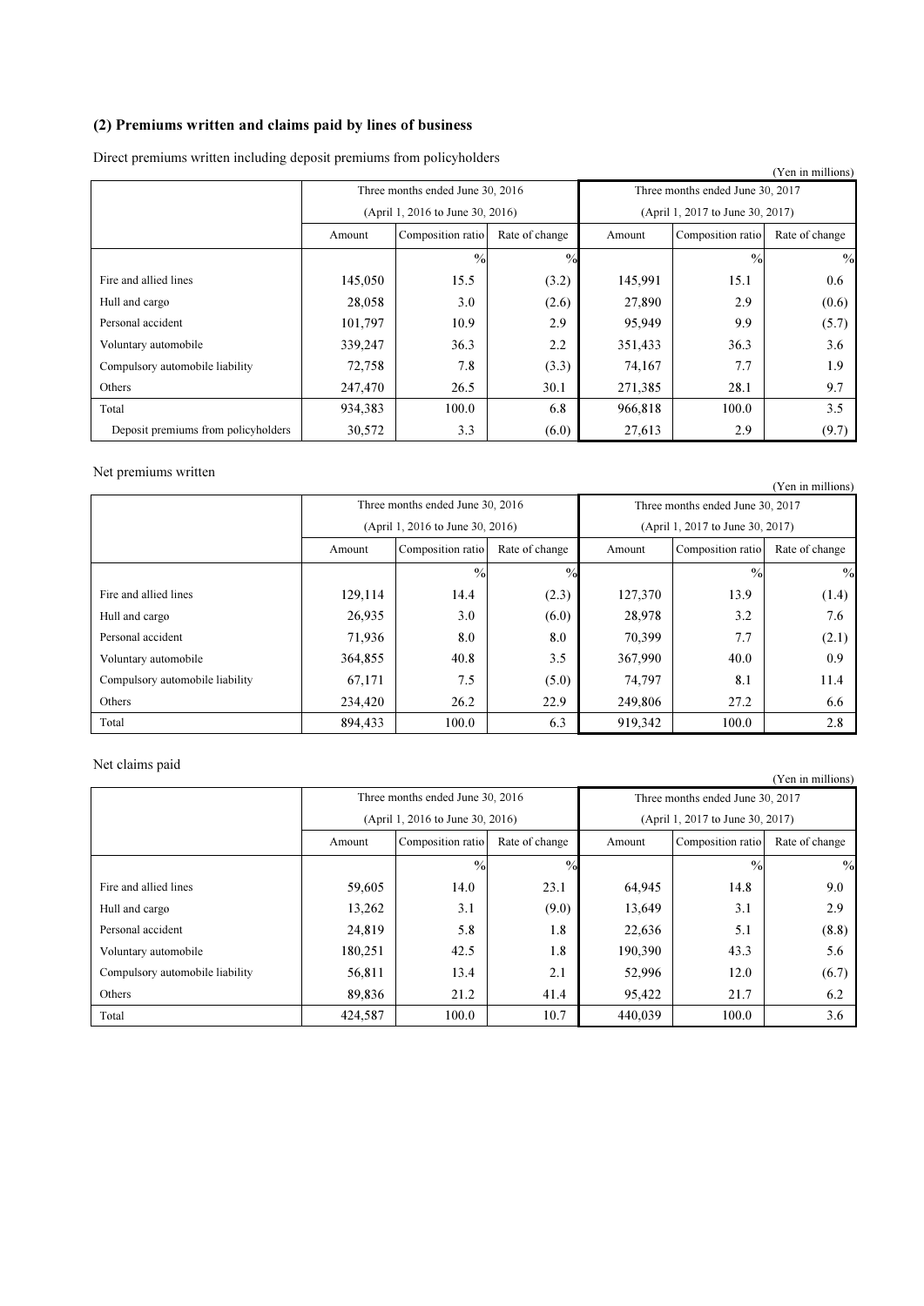### (2) Premiums written and claims paid by lines of business

Direct premiums written including deposit premiums from policyholders

(Yen in millions)

| | Three months ended June 30, 2016 (April 1, 2016 to June 30, 2016) | | | Three months ended June 30, 2017 (April 1, 2017 to June 30, 2017) | | |
|---|---|---|---|---|---|---|
| | Amount | Composition ratio | Rate of change | Amount | Composition ratio | Rate of change |
| | | % | % | | % | % |
| Fire and allied lines | 145,050 | 15.5 | (3.2) | 145,991 | 15.1 | 0.6 |
| Hull and cargo | 28,058 | 3.0 | (2.6) | 27,890 | 2.9 | (0.6) |
| Personal accident | 101,797 | 10.9 | 2.9 | 95,949 | 9.9 | (5.7) |
| Voluntary automobile | 339,247 | 36.3 | 2.2 | 351,433 | 36.3 | 3.6 |
| Compulsory automobile liability | 72,758 | 7.8 | (3.3) | 74,167 | 7.7 | 1.9 |
| Others | 247,470 | 26.5 | 30.1 | 271,385 | 28.1 | 9.7 |
| Total | 934,383 | 100.0 | 6.8 | 966,818 | 100.0 | 3.5 |
| Deposit premiums from policyholders | 30,572 | 3.3 | (6.0) | 27,613 | 2.9 | (9.7) |

Net premiums written

(Yen in millions)

| | Three months ended June 30, 2016 (April 1, 2016 to June 30, 2016) | | | Three months ended June 30, 2017 (April 1, 2017 to June 30, 2017) | | |
|---|---|---|---|---|---|---|
| | Amount | Composition ratio | Rate of change | Amount | Composition ratio | Rate of change |
| | | % | % | | % | % |
| Fire and allied lines | 129,114 | 14.4 | (2.3) | 127,370 | 13.9 | (1.4) |
| Hull and cargo | 26,935 | 3.0 | (6.0) | 28,978 | 3.2 | 7.6 |
| Personal accident | 71,936 | 8.0 | 8.0 | 70,399 | 7.7 | (2.1) |
| Voluntary automobile | 364,855 | 40.8 | 3.5 | 367,990 | 40.0 | 0.9 |
| Compulsory automobile liability | 67,171 | 7.5 | (5.0) | 74,797 | 8.1 | 11.4 |
| Others | 234,420 | 26.2 | 22.9 | 249,806 | 27.2 | 6.6 |
| Total | 894,433 | 100.0 | 6.3 | 919,342 | 100.0 | 2.8 |

Net claims paid

(Yen in millions)

| | Three months ended June 30, 2016 (April 1, 2016 to June 30, 2016) | | | Three months ended June 30, 2017 (April 1, 2017 to June 30, 2017) | | |
|---|---|---|---|---|---|---|
| | Amount | Composition ratio | Rate of change | Amount | Composition ratio | Rate of change |
| | | % | % | | % | % |
| Fire and allied lines | 59,605 | 14.0 | 23.1 | 64,945 | 14.8 | 9.0 |
| Hull and cargo | 13,262 | 3.1 | (9.0) | 13,649 | 3.1 | 2.9 |
| Personal accident | 24,819 | 5.8 | 1.8 | 22,636 | 5.1 | (8.8) |
| Voluntary automobile | 180,251 | 42.5 | 1.8 | 190,390 | 43.3 | 5.6 |
| Compulsory automobile liability | 56,811 | 13.4 | 2.1 | 52,996 | 12.0 | (6.7) |
| Others | 89,836 | 21.2 | 41.4 | 95,422 | 21.7 | 6.2 |
| Total | 424,587 | 100.0 | 10.7 | 440,039 | 100.0 | 3.6 |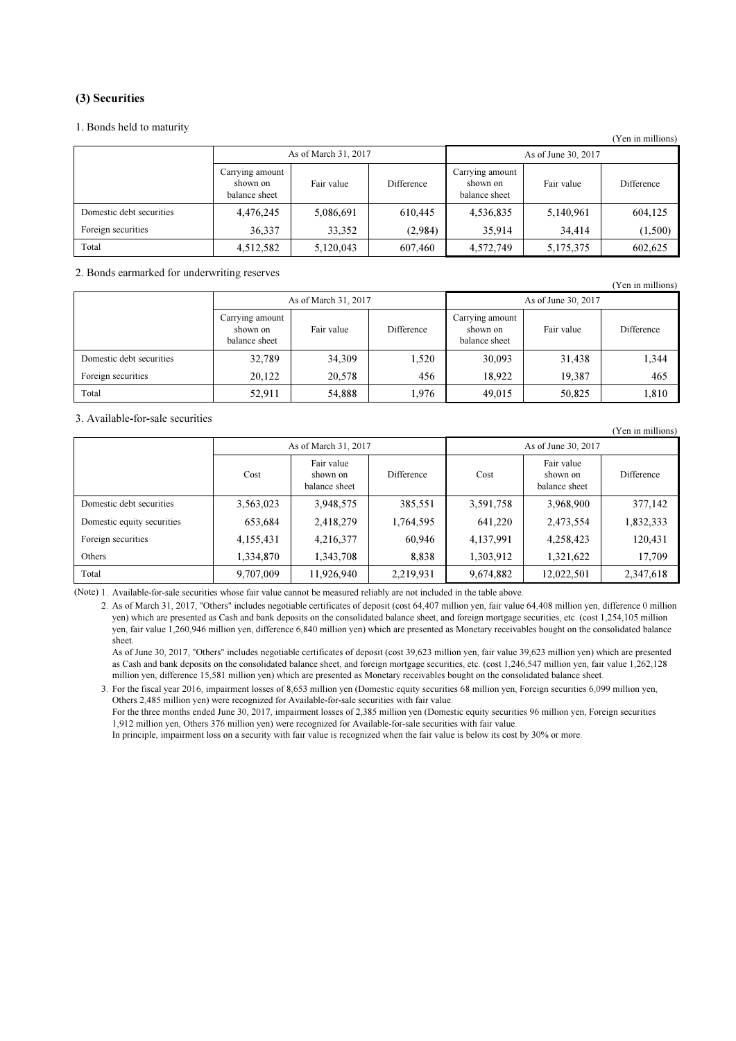### (3) Securities

1. Bonds held to maturity

(Yen in millions)

| | As of March 31, 2017 | | | As of June 30, 2017 | | |
|---|---|---|---|---|---|---|
| | Carrying amount shown on balance sheet | Fair value | Difference | Carrying amount shown on balance sheet | Fair value | Difference |
| Domestic debt securities | 4,476,245 | 5,086,691 | 610,445 | 4,536,835 | 5,140,961 | 604,125 |
| Foreign securities | 36,337 | 33,352 | (2,984) | 35,914 | 34,414 | (1,500) |
| Total | 4,512,582 | 5,120,043 | 607,460 | 4,572,749 | 5,175,375 | 602,625 |

2. Bonds earmarked for underwriting reserves

(Yen in millions)

| | As of March 31, 2017 | | | As of June 30, 2017 | | |
|---|---|---|---|---|---|---|
| | Carrying amount shown on balance sheet | Fair value | Difference | Carrying amount shown on balance sheet | Fair value | Difference |
| Domestic debt securities | 32,789 | 34,309 | 1,520 | 30,093 | 31,438 | 1,344 |
| Foreign securities | 20,122 | 20,578 | 456 | 18,922 | 19,387 | 465 |
| Total | 52,911 | 54,888 | 1,976 | 49,015 | 50,825 | 1,810 |

3. Available-for-sale securities

(Yen in millions)

| | As of March 31, 2017 | | | As of June 30, 2017 | | |
|---|---|---|---|---|---|---|
| | Cost | Fair value shown on balance sheet | Difference | Cost | Fair value shown on balance sheet | Difference |
| Domestic debt securities | 3,563,023 | 3,948,575 | 385,551 | 3,591,758 | 3,968,900 | 377,142 |
| Domestic equity securities | 653,684 | 2,418,279 | 1,764,595 | 641,220 | 2,473,554 | 1,832,333 |
| Foreign securities | 4,155,431 | 4,216,377 | 60,946 | 4,137,991 | 4,258,423 | 120,431 |
| Others | 1,334,870 | 1,343,708 | 8,838 | 1,303,912 | 1,321,622 | 17,709 |
| Total | 9,707,009 | 11,926,940 | 2,219,931 | 9,674,882 | 12,022,501 | 2,347,618 |

(Note) 1. Available-for-sale securities whose fair value cannot be measured reliably are not included in the table above.

2. As of March 31, 2017, "Others" includes negotiable certificates of deposit (cost 64,407 million yen, fair value 64,408 million yen, difference 0 million yen) which are presented as Cash and bank deposits on the consolidated balance sheet, and foreign mortgage securities, etc. (cost 1,254,105 million yen, fair value 1,260,946 million yen, difference 6,840 million yen) which are presented as Monetary receivables bought on the consolidated balance sheet.
As of June 30, 2017, "Others" includes negotiable certificates of deposit (cost 39,623 million yen, fair value 39,623 million yen) which are presented as Cash and bank deposits on the consolidated balance sheet, and foreign mortgage securities, etc. (cost 1,246,547 million yen, fair value 1,262,128 million yen, difference 15,581 million yen) which are presented as Monetary receivables bought on the consolidated balance sheet.

3. For the fiscal year 2016, impairment losses of 8,653 million yen (Domestic equity securities 68 million yen, Foreign securities 6,099 million yen, Others 2,485 million yen) were recognized for Available-for-sale securities with fair value.
For the three months ended June 30, 2017, impairment losses of 2,385 million yen (Domestic equity securities 96 million yen, Foreign securities 1,912 million yen, Others 376 million yen) were recognized for Available-for-sale securities with fair value.
In principle, impairment loss on a security with fair value is recognized when the fair value is below its cost by 30% or more.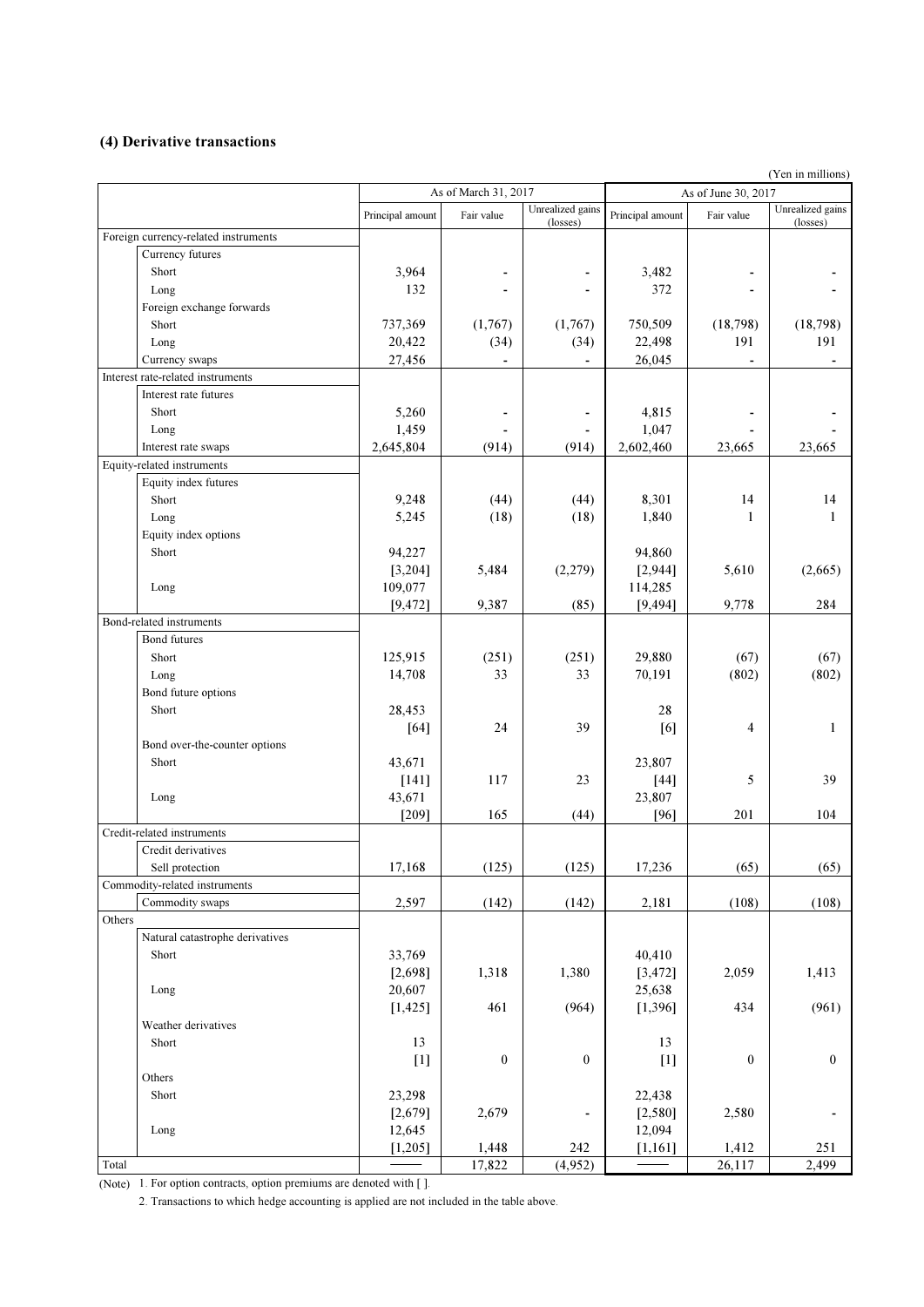## (4) Derivative transactions

(Yen in millions)

| | As of March 31, 2017 | | | As of June 30, 2017 | | |
|---|---|---|---|---|---|---|
| | Principal amount | Fair value | Unrealized gains (losses) | Principal amount | Fair value | Unrealized gains (losses) |
| **Foreign currency-related instruments** | | | | | | |
| Currency futures | | | | | | |
| Short | 3,964 | - | - | 3,482 | - | - |
| Long | 132 | - | - | 372 | - | - |
| Foreign exchange forwards | | | | | | |
| Short | 737,369 | (1,767) | (1,767) | 750,509 | (18,798) | (18,798) |
| Long | 20,422 | (34) | (34) | 22,498 | 191 | 191 |
| Currency swaps | 27,456 | - | - | 26,045 | - | - |
| **Interest rate-related instruments** | | | | | | |
| Interest rate futures | | | | | | |
| Short | 5,260 | - | - | 4,815 | - | - |
| Long | 1,459 | - | - | 1,047 | - | - |
| Interest rate swaps | 2,645,804 | (914) | (914) | 2,602,460 | 23,665 | 23,665 |
| **Equity-related instruments** | | | | | | |
| Equity index futures | | | | | | |
| Short | 9,248 | (44) | (44) | 8,301 | 14 | 14 |
| Long | 5,245 | (18) | (18) | 1,840 | 1 | 1 |
| Equity index options | | | | | | |
| Short | 94,227 [3,204] | 5,484 | (2,279) | 94,860 [2,944] | 5,610 | (2,665) |
| Long | 109,077 [9,472] | 9,387 | (85) | 114,285 [9,494] | 9,778 | 284 |
| **Bond-related instruments** | | | | | | |
| Bond futures | | | | | | |
| Short | 125,915 | (251) | (251) | 29,880 | (67) | (67) |
| Long | 14,708 | 33 | 33 | 70,191 | (802) | (802) |
| Bond future options | | | | | | |
| Short | 28,453 [64] | 24 | 39 | 28 [6] | 4 | 1 |
| Bond over-the-counter options | | | | | | |
| Short | 43,671 [141] | 117 | 23 | 23,807 [44] | 5 | 39 |
| Long | 43,671 [209] | 165 | (44) | 23,807 [96] | 201 | 104 |
| **Credit-related instruments** | | | | | | |
| Credit derivatives | | | | | | |
| Sell protection | 17,168 | (125) | (125) | 17,236 | (65) | (65) |
| **Commodity-related instruments** | | | | | | |
| Commodity swaps | 2,597 | (142) | (142) | 2,181 | (108) | (108) |
| **Others** | | | | | | |
| Natural catastrophe derivatives | | | | | | |
| Short | 33,769 [2,698] | 1,318 | 1,380 | 40,410 [3,472] | 2,059 | 1,413 |
| Long | 20,607 [1,425] | 461 | (964) | 25,638 [1,396] | 434 | (961) |
| Weather derivatives | | | | | | |
| Short | 13 [1] | 0 | 0 | 13 [1] | 0 | 0 |
| Others | | | | | | |
| Short | 23,298 [2,679] | 2,679 | - | 22,438 [2,580] | 2,580 | - |
| Long | 12,645 [1,205] | 1,448 | 242 | 12,094 [1,161] | 1,412 | 251 |
| **Total** | ―― | 17,822 | (4,952) | ―― | 26,117 | 2,499 |

(Note) 1. For option contracts, option premiums are denoted with [ ].

2. Transactions to which hedge accounting is applied are not included in the table above.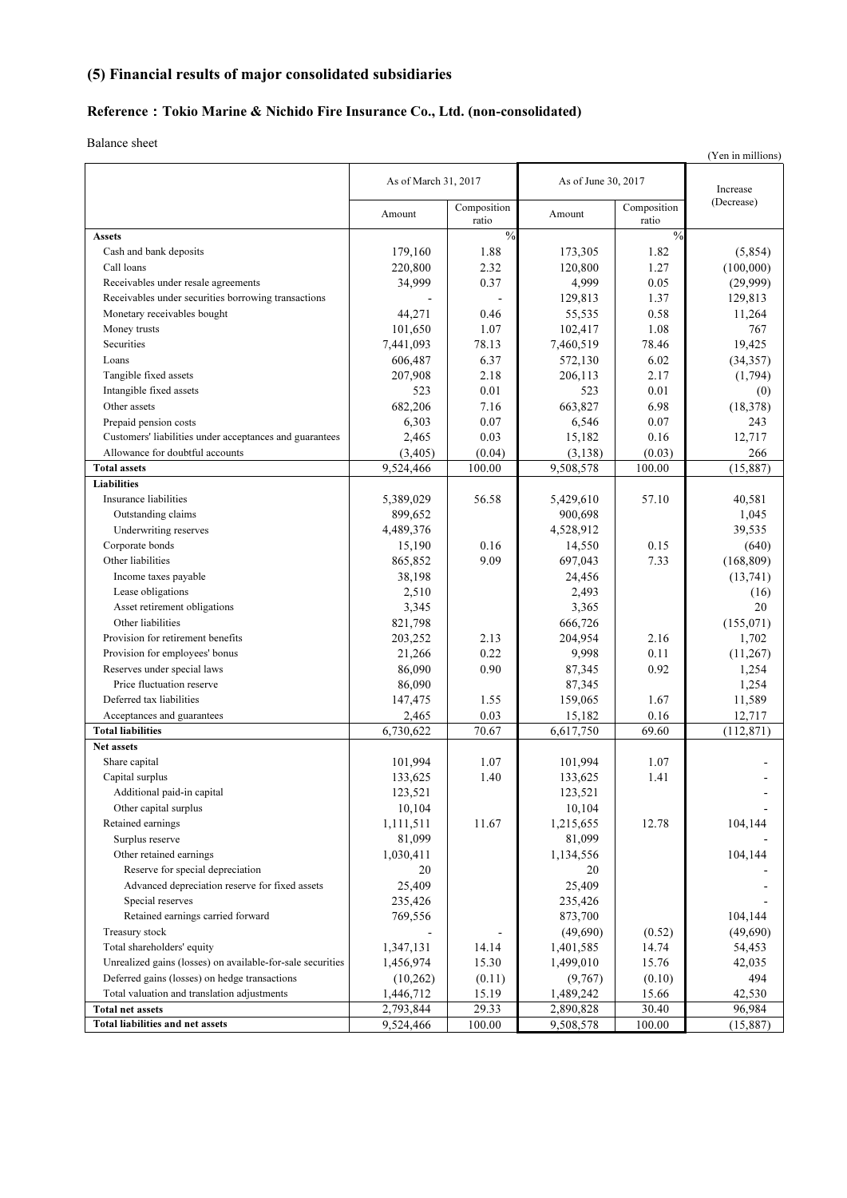## (5) Financial results of major consolidated subsidiaries

### Reference：Tokio Marine & Nichido Fire Insurance Co., Ltd. (non-consolidated)

Balance sheet

(Yen in millions)

| | As of March 31, 2017 | | As of June 30, 2017 | | Increase (Decrease) |
|---|---|---|---|---|---|
| | Amount | Composition ratio | Amount | Composition ratio | |
| **Assets** | | % | | % | |
| Cash and bank deposits | 179,160 | 1.88 | 173,305 | 1.82 | (5,854) |
| Call loans | 220,800 | 2.32 | 120,800 | 1.27 | (100,000) |
| Receivables under resale agreements | 34,999 | 0.37 | 4,999 | 0.05 | (29,999) |
| Receivables under securities borrowing transactions | - | - | 129,813 | 1.37 | 129,813 |
| Monetary receivables bought | 44,271 | 0.46 | 55,535 | 0.58 | 11,264 |
| Money trusts | 101,650 | 1.07 | 102,417 | 1.08 | 767 |
| Securities | 7,441,093 | 78.13 | 7,460,519 | 78.46 | 19,425 |
| Loans | 606,487 | 6.37 | 572,130 | 6.02 | (34,357) |
| Tangible fixed assets | 207,908 | 2.18 | 206,113 | 2.17 | (1,794) |
| Intangible fixed assets | 523 | 0.01 | 523 | 0.01 | (0) |
| Other assets | 682,206 | 7.16 | 663,827 | 6.98 | (18,378) |
| Prepaid pension costs | 6,303 | 0.07 | 6,546 | 0.07 | 243 |
| Customers' liabilities under acceptances and guarantees | 2,465 | 0.03 | 15,182 | 0.16 | 12,717 |
| Allowance for doubtful accounts | (3,405) | (0.04) | (3,138) | (0.03) | 266 |
| **Total assets** | 9,524,466 | 100.00 | 9,508,578 | 100.00 | (15,887) |
| **Liabilities** | | | | | |
| Insurance liabilities | 5,389,029 | 56.58 | 5,429,610 | 57.10 | 40,581 |
| Outstanding claims | 899,652 | | 900,698 | | 1,045 |
| Underwriting reserves | 4,489,376 | | 4,528,912 | | 39,535 |
| Corporate bonds | 15,190 | 0.16 | 14,550 | 0.15 | (640) |
| Other liabilities | 865,852 | 9.09 | 697,043 | 7.33 | (168,809) |
| Income taxes payable | 38,198 | | 24,456 | | (13,741) |
| Lease obligations | 2,510 | | 2,493 | | (16) |
| Asset retirement obligations | 3,345 | | 3,365 | | 20 |
| Other liabilities | 821,798 | | 666,726 | | (155,071) |
| Provision for retirement benefits | 203,252 | 2.13 | 204,954 | 2.16 | 1,702 |
| Provision for employees' bonus | 21,266 | 0.22 | 9,998 | 0.11 | (11,267) |
| Reserves under special laws | 86,090 | 0.90 | 87,345 | 0.92 | 1,254 |
| Price fluctuation reserve | 86,090 | | 87,345 | | 1,254 |
| Deferred tax liabilities | 147,475 | 1.55 | 159,065 | 1.67 | 11,589 |
| Acceptances and guarantees | 2,465 | 0.03 | 15,182 | 0.16 | 12,717 |
| **Total liabilities** | 6,730,622 | 70.67 | 6,617,750 | 69.60 | (112,871) |
| **Net assets** | | | | | |
| Share capital | 101,994 | 1.07 | 101,994 | 1.07 | - |
| Capital surplus | 133,625 | 1.40 | 133,625 | 1.41 | - |
| Additional paid-in capital | 123,521 | | 123,521 | | - |
| Other capital surplus | 10,104 | | 10,104 | | - |
| Retained earnings | 1,111,511 | 11.67 | 1,215,655 | 12.78 | 104,144 |
| Surplus reserve | 81,099 | | 81,099 | | - |
| Other retained earnings | 1,030,411 | | 1,134,556 | | 104,144 |
| Reserve for special depreciation | 20 | | 20 | | - |
| Advanced depreciation reserve for fixed assets | 25,409 | | 25,409 | | - |
| Special reserves | 235,426 | | 235,426 | | - |
| Retained earnings carried forward | 769,556 | | 873,700 | | 104,144 |
| Treasury stock | - | - | (49,690) | (0.52) | (49,690) |
| Total shareholders' equity | 1,347,131 | 14.14 | 1,401,585 | 14.74 | 54,453 |
| Unrealized gains (losses) on available-for-sale securities | 1,456,974 | 15.30 | 1,499,010 | 15.76 | 42,035 |
| Deferred gains (losses) on hedge transactions | (10,262) | (0.11) | (9,767) | (0.10) | 494 |
| Total valuation and translation adjustments | 1,446,712 | 15.19 | 1,489,242 | 15.66 | 42,530 |
| **Total net assets** | 2,793,844 | 29.33 | 2,890,828 | 30.40 | 96,984 |
| **Total liabilities and net assets** | 9,524,466 | 100.00 | 9,508,578 | 100.00 | (15,887) |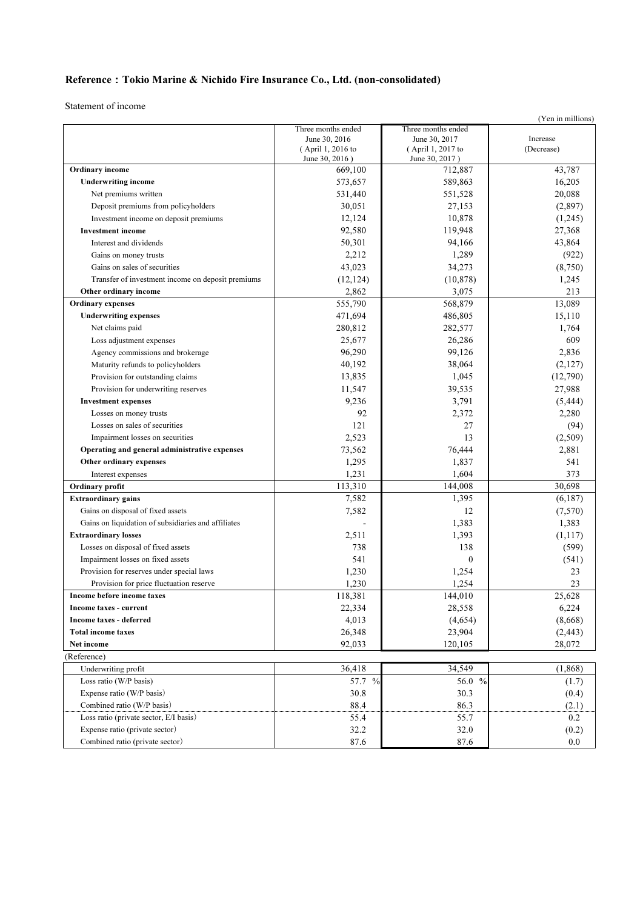## Reference：Tokio Marine & Nichido Fire Insurance Co., Ltd. (non-consolidated)

Statement of income

(Yen in millions)

| | Three months ended June 30, 2016 ( April 1, 2016 to June 30, 2016 ) | Three months ended June 30, 2017 ( April 1, 2017 to June 30, 2017 ) | Increase (Decrease) |
|---|---|---|---|
| **Ordinary income** | 669,100 | 712,887 | 43,787 |
| **Underwriting income** | 573,657 | 589,863 | 16,205 |
| Net premiums written | 531,440 | 551,528 | 20,088 |
| Deposit premiums from policyholders | 30,051 | 27,153 | (2,897) |
| Investment income on deposit premiums | 12,124 | 10,878 | (1,245) |
| **Investment income** | 92,580 | 119,948 | 27,368 |
| Interest and dividends | 50,301 | 94,166 | 43,864 |
| Gains on money trusts | 2,212 | 1,289 | (922) |
| Gains on sales of securities | 43,023 | 34,273 | (8,750) |
| Transfer of investment income on deposit premiums | (12,124) | (10,878) | 1,245 |
| **Other ordinary income** | 2,862 | 3,075 | 213 |
| **Ordinary expenses** | 555,790 | 568,879 | 13,089 |
| **Underwriting expenses** | 471,694 | 486,805 | 15,110 |
| Net claims paid | 280,812 | 282,577 | 1,764 |
| Loss adjustment expenses | 25,677 | 26,286 | 609 |
| Agency commissions and brokerage | 96,290 | 99,126 | 2,836 |
| Maturity refunds to policyholders | 40,192 | 38,064 | (2,127) |
| Provision for outstanding claims | 13,835 | 1,045 | (12,790) |
| Provision for underwriting reserves | 11,547 | 39,535 | 27,988 |
| **Investment expenses** | 9,236 | 3,791 | (5,444) |
| Losses on money trusts | 92 | 2,372 | 2,280 |
| Losses on sales of securities | 121 | 27 | (94) |
| Impairment losses on securities | 2,523 | 13 | (2,509) |
| **Operating and general administrative expenses** | 73,562 | 76,444 | 2,881 |
| **Other ordinary expenses** | 1,295 | 1,837 | 541 |
| Interest expenses | 1,231 | 1,604 | 373 |
| **Ordinary profit** | 113,310 | 144,008 | 30,698 |
| **Extraordinary gains** | 7,582 | 1,395 | (6,187) |
| Gains on disposal of fixed assets | 7,582 | 12 | (7,570) |
| Gains on liquidation of subsidiaries and affiliates | - | 1,383 | 1,383 |
| **Extraordinary losses** | 2,511 | 1,393 | (1,117) |
| Losses on disposal of fixed assets | 738 | 138 | (599) |
| Impairment losses on fixed assets | 541 | 0 | (541) |
| Provision for reserves under special laws | 1,230 | 1,254 | 23 |
| Provision for price fluctuation reserve | 1,230 | 1,254 | 23 |
| **Income before income taxes** | 118,381 | 144,010 | 25,628 |
| **Income taxes - current** | 22,334 | 28,558 | 6,224 |
| **Income taxes - deferred** | 4,013 | (4,654) | (8,668) |
| **Total income taxes** | 26,348 | 23,904 | (2,443) |
| **Net income** | 92,033 | 120,105 | 28,072 |

(Reference)

| | | | |
|---|---|---|---|
| Underwriting profit | 36,418 | 34,549 | (1,868) |
| Loss ratio (W/P basis) | 57.7 % | 56.0 % | (1.7) |
| Expense ratio (W/P basis) | 30.8 | 30.3 | (0.4) |
| Combined ratio (W/P basis) | 88.4 | 86.3 | (2.1) |
| Loss ratio (private sector, E/I basis) | 55.4 | 55.7 | 0.2 |
| Expense ratio (private sector) | 32.2 | 32.0 | (0.2) |
| Combined ratio (private sector) | 87.6 | 87.6 | 0.0 |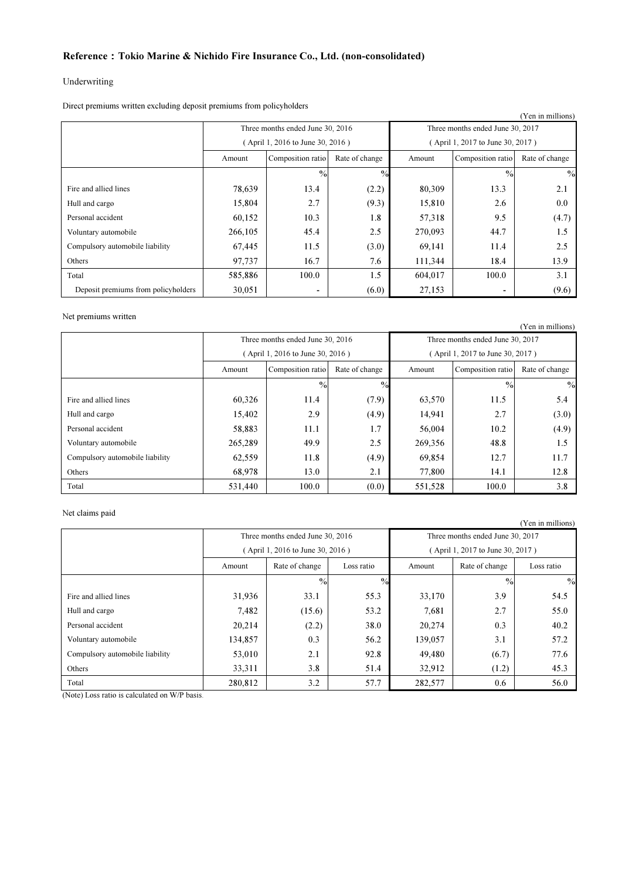## Reference：Tokio Marine & Nichido Fire Insurance Co., Ltd. (non-consolidated)

Underwriting

Direct premiums written excluding deposit premiums from policyholders

(Yen in millions)

| | Three months ended June 30, 2016 ( April 1, 2016 to June 30, 2016 ) | | | Three months ended June 30, 2017 ( April 1, 2017 to June 30, 2017 ) | | |
|---|---|---|---|---|---|---|
| | Amount | Composition ratio | Rate of change | Amount | Composition ratio | Rate of change |
| | | % | % | | % | % |
| Fire and allied lines | 78,639 | 13.4 | (2.2) | 80,309 | 13.3 | 2.1 |
| Hull and cargo | 15,804 | 2.7 | (9.3) | 15,810 | 2.6 | 0.0 |
| Personal accident | 60,152 | 10.3 | 1.8 | 57,318 | 9.5 | (4.7) |
| Voluntary automobile | 266,105 | 45.4 | 2.5 | 270,093 | 44.7 | 1.5 |
| Compulsory automobile liability | 67,445 | 11.5 | (3.0) | 69,141 | 11.4 | 2.5 |
| Others | 97,737 | 16.7 | 7.6 | 111,344 | 18.4 | 13.9 |
| Total | 585,886 | 100.0 | 1.5 | 604,017 | 100.0 | 3.1 |
| Deposit premiums from policyholders | 30,051 | - | (6.0) | 27,153 | - | (9.6) |

Net premiums written

(Yen in millions)

| | Three months ended June 30, 2016 ( April 1, 2016 to June 30, 2016 ) | | | Three months ended June 30, 2017 ( April 1, 2017 to June 30, 2017 ) | | |
|---|---|---|---|---|---|---|
| | Amount | Composition ratio | Rate of change | Amount | Composition ratio | Rate of change |
| | | % | % | | % | % |
| Fire and allied lines | 60,326 | 11.4 | (7.9) | 63,570 | 11.5 | 5.4 |
| Hull and cargo | 15,402 | 2.9 | (4.9) | 14,941 | 2.7 | (3.0) |
| Personal accident | 58,883 | 11.1 | 1.7 | 56,004 | 10.2 | (4.9) |
| Voluntary automobile | 265,289 | 49.9 | 2.5 | 269,356 | 48.8 | 1.5 |
| Compulsory automobile liability | 62,559 | 11.8 | (4.9) | 69,854 | 12.7 | 11.7 |
| Others | 68,978 | 13.0 | 2.1 | 77,800 | 14.1 | 12.8 |
| Total | 531,440 | 100.0 | (0.0) | 551,528 | 100.0 | 3.8 |

Net claims paid

(Yen in millions)

| | Three months ended June 30, 2016 ( April 1, 2016 to June 30, 2016 ) | | | Three months ended June 30, 2017 ( April 1, 2017 to June 30, 2017 ) | | |
|---|---|---|---|---|---|---|
| | Amount | Rate of change | Loss ratio | Amount | Rate of change | Loss ratio |
| | | % | % | | % | % |
| Fire and allied lines | 31,936 | 33.1 | 55.3 | 33,170 | 3.9 | 54.5 |
| Hull and cargo | 7,482 | (15.6) | 53.2 | 7,681 | 2.7 | 55.0 |
| Personal accident | 20,214 | (2.2) | 38.0 | 20,274 | 0.3 | 40.2 |
| Voluntary automobile | 134,857 | 0.3 | 56.2 | 139,057 | 3.1 | 57.2 |
| Compulsory automobile liability | 53,010 | 2.1 | 92.8 | 49,480 | (6.7) | 77.6 |
| Others | 33,311 | 3.8 | 51.4 | 32,912 | (1.2) | 45.3 |
| Total | 280,812 | 3.2 | 57.7 | 282,577 | 0.6 | 56.0 |

(Note) Loss ratio is calculated on W/P basis.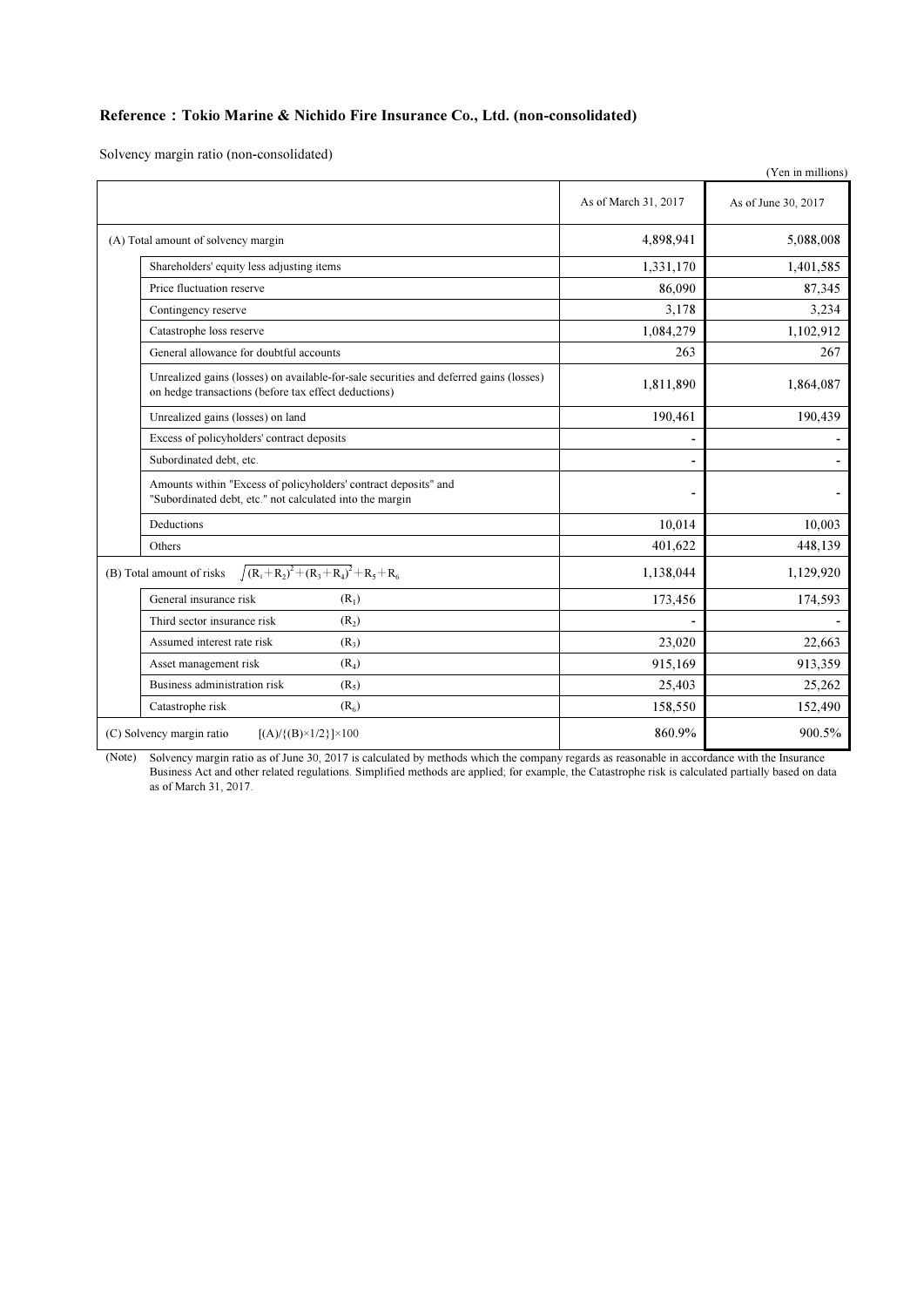## Reference：Tokio Marine & Nichido Fire Insurance Co., Ltd. (non-consolidated)

Solvency margin ratio (non-consolidated)

(Yen in millions)

| | | As of March 31, 2017 | As of June 30, 2017 |
|---|---|---|---|
| (A) Total amount of solvency margin | | 4,898,941 | 5,088,008 |
| | Shareholders' equity less adjusting items | 1,331,170 | 1,401,585 |
| | Price fluctuation reserve | 86,090 | 87,345 |
| | Contingency reserve | 3,178 | 3,234 |
| | Catastrophe loss reserve | 1,084,279 | 1,102,912 |
| | General allowance for doubtful accounts | 263 | 267 |
| | Unrealized gains (losses) on available-for-sale securities and deferred gains (losses) on hedge transactions (before tax effect deductions) | 1,811,890 | 1,864,087 |
| | Unrealized gains (losses) on land | 190,461 | 190,439 |
| | Excess of policyholders' contract deposits | - | - |
| | Subordinated debt, etc. | - | - |
| | Amounts within "Excess of policyholders' contract deposits" and "Subordinated debt, etc." not calculated into the margin | - | - |
| | Deductions | 10,014 | 10,003 |
| | Others | 401,622 | 448,139 |
| (B) Total amount of risks $\sqrt{(R_1+R_2)^2+(R_3+R_4)^2}+R_5+R_6$ | | 1,138,044 | 1,129,920 |
| | General insurance risk ($R_1$) | 173,456 | 174,593 |
| | Third sector insurance risk ($R_2$) | - | - |
| | Assumed interest rate risk ($R_3$) | 23,020 | 22,663 |
| | Asset management risk ($R_4$) | 915,169 | 913,359 |
| | Business administration risk ($R_5$) | 25,403 | 25,262 |
| | Catastrophe risk ($R_6$) | 158,550 | 152,490 |
| (C) Solvency margin ratio $[(A)/\{(B)\times 1/2\}]\times 100$ | | 860.9% | 900.5% |

(Note) Solvency margin ratio as of June 30, 2017 is calculated by methods which the company regards as reasonable in accordance with the Insurance Business Act and other related regulations. Simplified methods are applied; for example, the Catastrophe risk is calculated partially based on data as of March 31, 2017.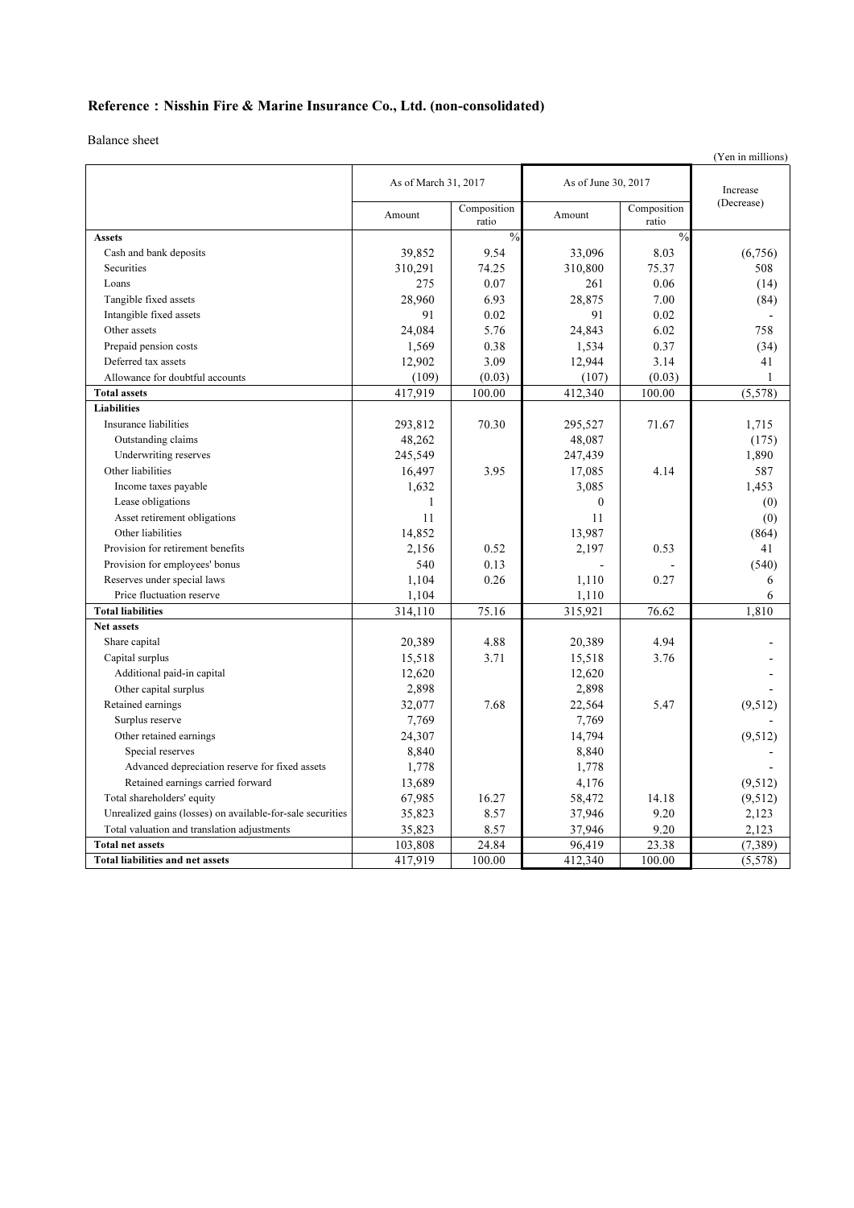## Reference：Nisshin Fire & Marine Insurance Co., Ltd. (non-consolidated)

Balance sheet

(Yen in millions)

| | As of March 31, 2017 | | As of June 30, 2017 | | Increase (Decrease) |
|---|---|---|---|---|---|
| | Amount | Composition ratio | Amount | Composition ratio | |
| **Assets** | | % | | % | |
| Cash and bank deposits | 39,852 | 9.54 | 33,096 | 8.03 | (6,756) |
| Securities | 310,291 | 74.25 | 310,800 | 75.37 | 508 |
| Loans | 275 | 0.07 | 261 | 0.06 | (14) |
| Tangible fixed assets | 28,960 | 6.93 | 28,875 | 7.00 | (84) |
| Intangible fixed assets | 91 | 0.02 | 91 | 0.02 | - |
| Other assets | 24,084 | 5.76 | 24,843 | 6.02 | 758 |
| Prepaid pension costs | 1,569 | 0.38 | 1,534 | 0.37 | (34) |
| Deferred tax assets | 12,902 | 3.09 | 12,944 | 3.14 | 41 |
| Allowance for doubtful accounts | (109) | (0.03) | (107) | (0.03) | 1 |
| **Total assets** | 417,919 | 100.00 | 412,340 | 100.00 | (5,578) |
| **Liabilities** | | | | | |
| Insurance liabilities | 293,812 | 70.30 | 295,527 | 71.67 | 1,715 |
| Outstanding claims | 48,262 | | 48,087 | | (175) |
| Underwriting reserves | 245,549 | | 247,439 | | 1,890 |
| Other liabilities | 16,497 | 3.95 | 17,085 | 4.14 | 587 |
| Income taxes payable | 1,632 | | 3,085 | | 1,453 |
| Lease obligations | 1 | | 0 | | (0) |
| Asset retirement obligations | 11 | | 11 | | (0) |
| Other liabilities | 14,852 | | 13,987 | | (864) |
| Provision for retirement benefits | 2,156 | 0.52 | 2,197 | 0.53 | 41 |
| Provision for employees' bonus | 540 | 0.13 | - | - | (540) |
| Reserves under special laws | 1,104 | 0.26 | 1,110 | 0.27 | 6 |
| Price fluctuation reserve | 1,104 | | 1,110 | | 6 |
| **Total liabilities** | 314,110 | 75.16 | 315,921 | 76.62 | 1,810 |
| **Net assets** | | | | | |
| Share capital | 20,389 | 4.88 | 20,389 | 4.94 | - |
| Capital surplus | 15,518 | 3.71 | 15,518 | 3.76 | - |
| Additional paid-in capital | 12,620 | | 12,620 | | - |
| Other capital surplus | 2,898 | | 2,898 | | - |
| Retained earnings | 32,077 | 7.68 | 22,564 | 5.47 | (9,512) |
| Surplus reserve | 7,769 | | 7,769 | | - |
| Other retained earnings | 24,307 | | 14,794 | | (9,512) |
| Special reserves | 8,840 | | 8,840 | | - |
| Advanced depreciation reserve for fixed assets | 1,778 | | 1,778 | | - |
| Retained earnings carried forward | 13,689 | | 4,176 | | (9,512) |
| Total shareholders' equity | 67,985 | 16.27 | 58,472 | 14.18 | (9,512) |
| Unrealized gains (losses) on available-for-sale securities | 35,823 | 8.57 | 37,946 | 9.20 | 2,123 |
| Total valuation and translation adjustments | 35,823 | 8.57 | 37,946 | 9.20 | 2,123 |
| **Total net assets** | 103,808 | 24.84 | 96,419 | 23.38 | (7,389) |
| **Total liabilities and net assets** | 417,919 | 100.00 | 412,340 | 100.00 | (5,578) |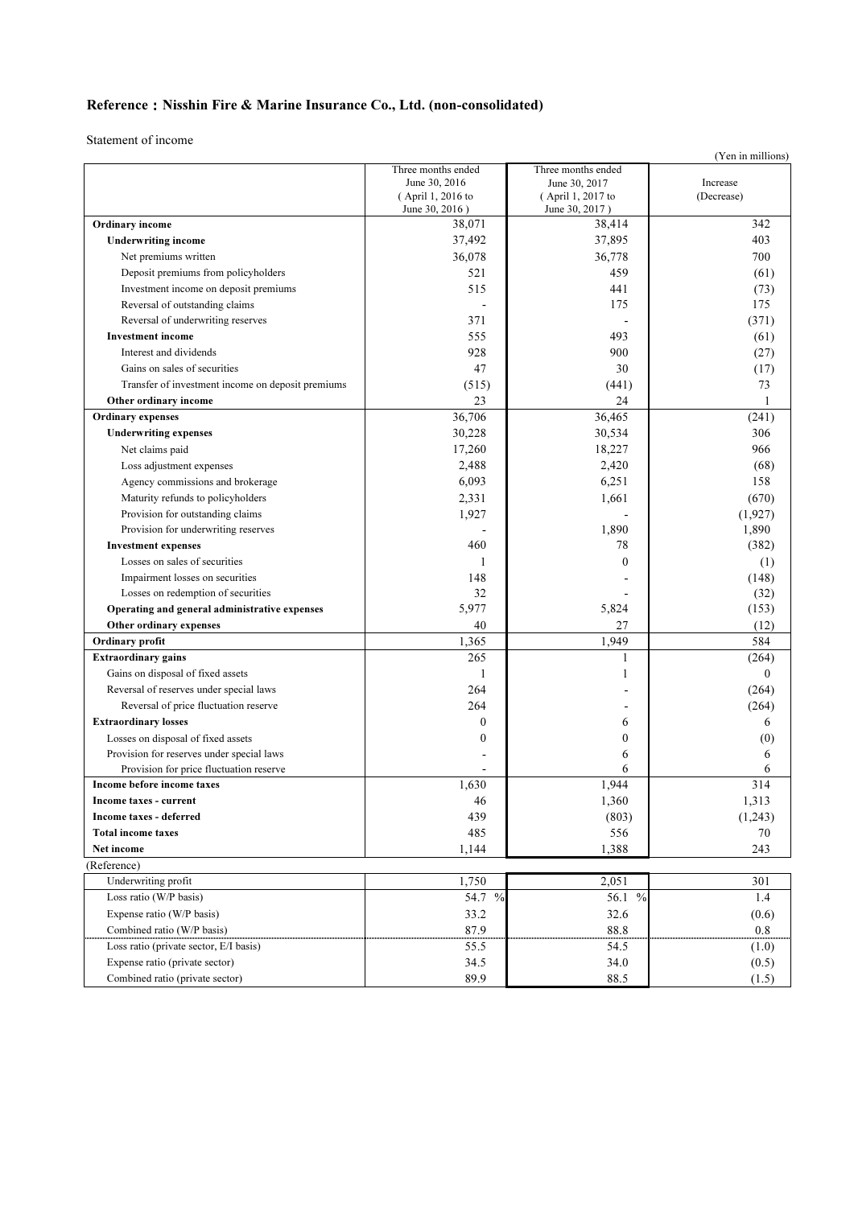## Reference：Nisshin Fire & Marine Insurance Co., Ltd. (non-consolidated)

Statement of income

(Yen in millions)

| | Three months ended June 30, 2016 ( April 1, 2016 to June 30, 2016 ) | Three months ended June 30, 2017 ( April 1, 2017 to June 30, 2017 ) | Increase (Decrease) |
|---|---|---|---|
| **Ordinary income** | 38,071 | 38,414 | 342 |
| **Underwriting income** | 37,492 | 37,895 | 403 |
| Net premiums written | 36,078 | 36,778 | 700 |
| Deposit premiums from policyholders | 521 | 459 | (61) |
| Investment income on deposit premiums | 515 | 441 | (73) |
| Reversal of outstanding claims | - | 175 | 175 |
| Reversal of underwriting reserves | 371 | - | (371) |
| **Investment income** | 555 | 493 | (61) |
| Interest and dividends | 928 | 900 | (27) |
| Gains on sales of securities | 47 | 30 | (17) |
| Transfer of investment income on deposit premiums | (515) | (441) | 73 |
| **Other ordinary income** | 23 | 24 | 1 |
| **Ordinary expenses** | 36,706 | 36,465 | (241) |
| **Underwriting expenses** | 30,228 | 30,534 | 306 |
| Net claims paid | 17,260 | 18,227 | 966 |
| Loss adjustment expenses | 2,488 | 2,420 | (68) |
| Agency commissions and brokerage | 6,093 | 6,251 | 158 |
| Maturity refunds to policyholders | 2,331 | 1,661 | (670) |
| Provision for outstanding claims | 1,927 | - | (1,927) |
| Provision for underwriting reserves | - | 1,890 | 1,890 |
| **Investment expenses** | 460 | 78 | (382) |
| Losses on sales of securities | 1 | 0 | (1) |
| Impairment losses on securities | 148 | - | (148) |
| Losses on redemption of securities | 32 | - | (32) |
| **Operating and general administrative expenses** | 5,977 | 5,824 | (153) |
| **Other ordinary expenses** | 40 | 27 | (12) |
| **Ordinary profit** | 1,365 | 1,949 | 584 |
| **Extraordinary gains** | 265 | 1 | (264) |
| Gains on disposal of fixed assets | 1 | 1 | 0 |
| Reversal of reserves under special laws | 264 | - | (264) |
| Reversal of price fluctuation reserve | 264 | - | (264) |
| **Extraordinary losses** | 0 | 6 | 6 |
| Losses on disposal of fixed assets | 0 | 0 | (0) |
| Provision for reserves under special laws | - | 6 | 6 |
| Provision for price fluctuation reserve | - | 6 | 6 |
| **Income before income taxes** | 1,630 | 1,944 | 314 |
| **Income taxes - current** | 46 | 1,360 | 1,313 |
| **Income taxes - deferred** | 439 | (803) | (1,243) |
| **Total income taxes** | 485 | 556 | 70 |
| **Net income** | 1,144 | 1,388 | 243 |

(Reference)

| | | | |
|---|---|---|---|
| Underwriting profit | 1,750 | 2,051 | 301 |
| Loss ratio (W/P basis) | 54.7 % | 56.1 % | 1.4 |
| Expense ratio (W/P basis) | 33.2 | 32.6 | (0.6) |
| Combined ratio (W/P basis) | 87.9 | 88.8 | 0.8 |
| Loss ratio (private sector, E/I basis) | 55.5 | 54.5 | (1.0) |
| Expense ratio (private sector) | 34.5 | 34.0 | (0.5) |
| Combined ratio (private sector) | 89.9 | 88.5 | (1.5) |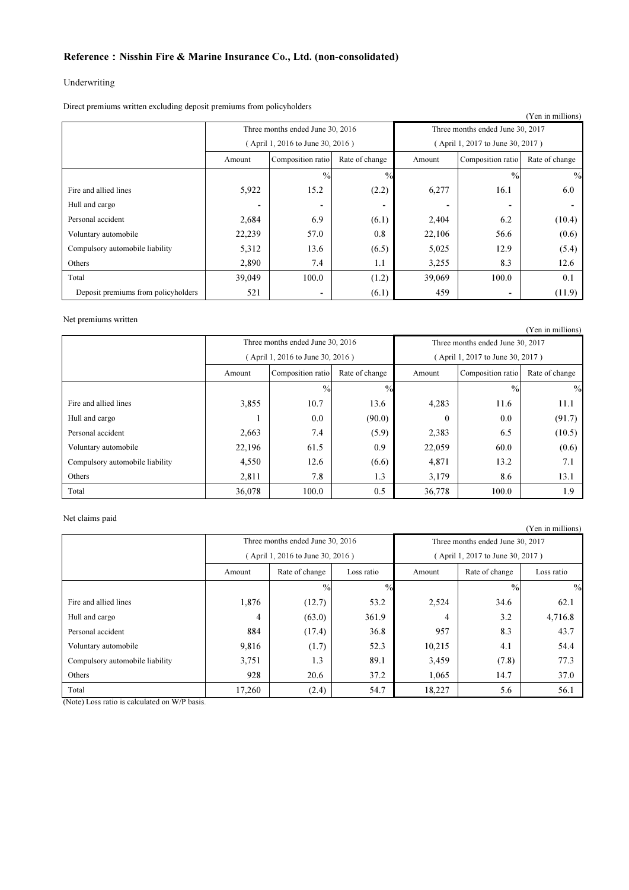## Reference：Nisshin Fire & Marine Insurance Co., Ltd. (non-consolidated)

Underwriting

Direct premiums written excluding deposit premiums from policyholders

(Yen in millions)

| | Three months ended June 30, 2016 ( April 1, 2016 to June 30, 2016 ) | | | Three months ended June 30, 2017 ( April 1, 2017 to June 30, 2017 ) | | |
|---|---|---|---|---|---|---|
| | Amount | Composition ratio | Rate of change | Amount | Composition ratio | Rate of change |
| | | % | % | | % | % |
| Fire and allied lines | 5,922 | 15.2 | (2.2) | 6,277 | 16.1 | 6.0 |
| Hull and cargo | - | - | - | - | - | - |
| Personal accident | 2,684 | 6.9 | (6.1) | 2,404 | 6.2 | (10.4) |
| Voluntary automobile | 22,239 | 57.0 | 0.8 | 22,106 | 56.6 | (0.6) |
| Compulsory automobile liability | 5,312 | 13.6 | (6.5) | 5,025 | 12.9 | (5.4) |
| Others | 2,890 | 7.4 | 1.1 | 3,255 | 8.3 | 12.6 |
| Total | 39,049 | 100.0 | (1.2) | 39,069 | 100.0 | 0.1 |
| Deposit premiums from policyholders | 521 | - | (6.1) | 459 | - | (11.9) |

Net premiums written

(Yen in millions)

| | Three months ended June 30, 2016 ( April 1, 2016 to June 30, 2016 ) | | | Three months ended June 30, 2017 ( April 1, 2017 to June 30, 2017 ) | | |
|---|---|---|---|---|---|---|
| | Amount | Composition ratio | Rate of change | Amount | Composition ratio | Rate of change |
| | | % | % | | % | % |
| Fire and allied lines | 3,855 | 10.7 | 13.6 | 4,283 | 11.6 | 11.1 |
| Hull and cargo | 1 | 0.0 | (90.0) | 0 | 0.0 | (91.7) |
| Personal accident | 2,663 | 7.4 | (5.9) | 2,383 | 6.5 | (10.5) |
| Voluntary automobile | 22,196 | 61.5 | 0.9 | 22,059 | 60.0 | (0.6) |
| Compulsory automobile liability | 4,550 | 12.6 | (6.6) | 4,871 | 13.2 | 7.1 |
| Others | 2,811 | 7.8 | 1.3 | 3,179 | 8.6 | 13.1 |
| Total | 36,078 | 100.0 | 0.5 | 36,778 | 100.0 | 1.9 |

Net claims paid

(Yen in millions)

| | Three months ended June 30, 2016 ( April 1, 2016 to June 30, 2016 ) | | | Three months ended June 30, 2017 ( April 1, 2017 to June 30, 2017 ) | | |
|---|---|---|---|---|---|---|
| | Amount | Rate of change | Loss ratio | Amount | Rate of change | Loss ratio |
| | | % | % | | % | % |
| Fire and allied lines | 1,876 | (12.7) | 53.2 | 2,524 | 34.6 | 62.1 |
| Hull and cargo | 4 | (63.0) | 361.9 | 4 | 3.2 | 4,716.8 |
| Personal accident | 884 | (17.4) | 36.8 | 957 | 8.3 | 43.7 |
| Voluntary automobile | 9,816 | (1.7) | 52.3 | 10,215 | 4.1 | 54.4 |
| Compulsory automobile liability | 3,751 | 1.3 | 89.1 | 3,459 | (7.8) | 77.3 |
| Others | 928 | 20.6 | 37.2 | 1,065 | 14.7 | 37.0 |
| Total | 17,260 | (2.4) | 54.7 | 18,227 | 5.6 | 56.1 |

(Note) Loss ratio is calculated on W/P basis.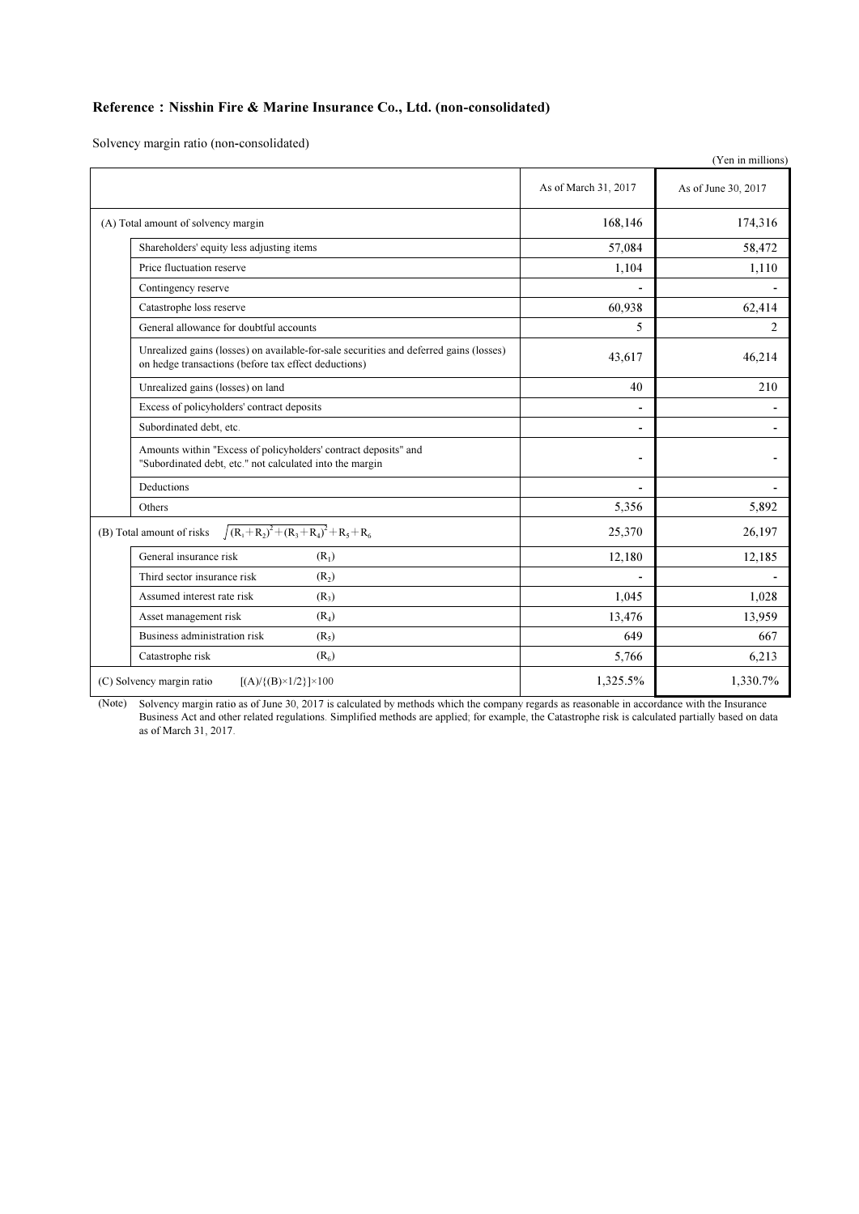**Reference：Nisshin Fire & Marine Insurance Co., Ltd. (non-consolidated)**

Solvency margin ratio (non-consolidated)

(Yen in millions)

| | As of March 31, 2017 | As of June 30, 2017 |
|---|---|---|
| (A) Total amount of solvency margin | 168,146 | 174,316 |
| Shareholders' equity less adjusting items | 57,084 | 58,472 |
| Price fluctuation reserve | 1,104 | 1,110 |
| Contingency reserve | - | - |
| Catastrophe loss reserve | 60,938 | 62,414 |
| General allowance for doubtful accounts | 5 | 2 |
| Unrealized gains (losses) on available-for-sale securities and deferred gains (losses) on hedge transactions (before tax effect deductions) | 43,617 | 46,214 |
| Unrealized gains (losses) on land | 40 | 210 |
| Excess of policyholders' contract deposits | - | - |
| Subordinated debt, etc. | - | - |
| Amounts within "Excess of policyholders' contract deposits" and "Subordinated debt, etc." not calculated into the margin | - | - |
| Deductions | - | - |
| Others | 5,356 | 5,892 |
| (B) Total amount of risks $\sqrt{(R_1+R_2)^2+(R_3+R_4)^2}+R_5+R_6$ | 25,370 | 26,197 |
| General insurance risk ($R_1$) | 12,180 | 12,185 |
| Third sector insurance risk ($R_2$) | - | - |
| Assumed interest rate risk ($R_3$) | 1,045 | 1,028 |
| Asset management risk ($R_4$) | 13,476 | 13,959 |
| Business administration risk ($R_5$) | 649 | 667 |
| Catastrophe risk ($R_6$) | 5,766 | 6,213 |
| (C) Solvency margin ratio $[(A)/\{(B)\times 1/2\}]\times 100$ | 1,325.5% | 1,330.7% |

(Note) Solvency margin ratio as of June 30, 2017 is calculated by methods which the company regards as reasonable in accordance with the Insurance Business Act and other related regulations. Simplified methods are applied; for example, the Catastrophe risk is calculated partially based on data as of March 31, 2017.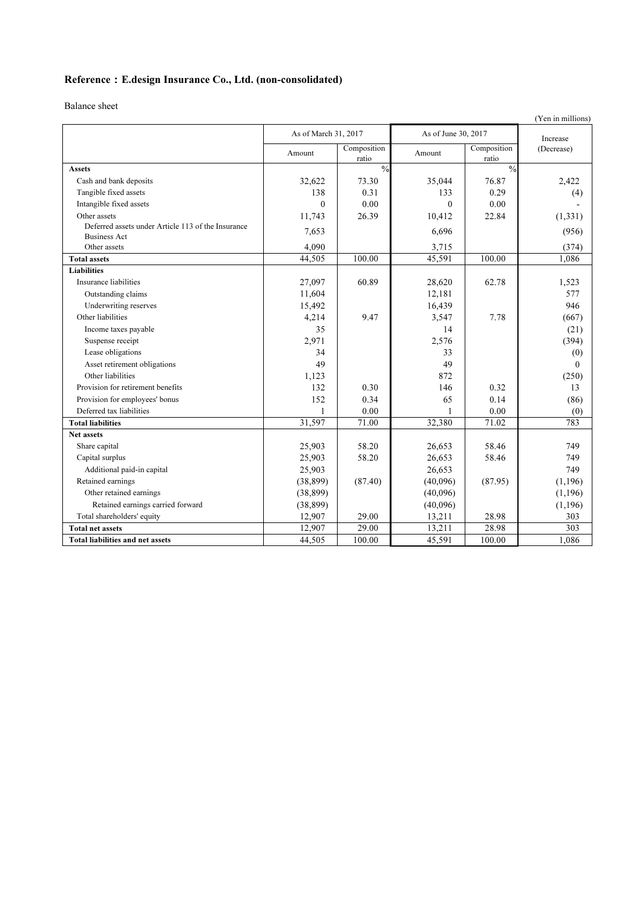## Reference：E.design Insurance Co., Ltd. (non-consolidated)

Balance sheet

(Yen in millions)

| | As of March 31, 2017 | | As of June 30, 2017 | | Increase (Decrease) |
|---|---|---|---|---|---|
| | Amount | Composition ratio | Amount | Composition ratio | |
| **Assets** | | % | | % | |
| Cash and bank deposits | 32,622 | 73.30 | 35,044 | 76.87 | 2,422 |
| Tangible fixed assets | 138 | 0.31 | 133 | 0.29 | (4) |
| Intangible fixed assets | 0 | 0.00 | 0 | 0.00 | - |
| Other assets | 11,743 | 26.39 | 10,412 | 22.84 | (1,331) |
| Deferred assets under Article 113 of the Insurance Business Act | 7,653 | | 6,696 | | (956) |
| Other assets | 4,090 | | 3,715 | | (374) |
| **Total assets** | 44,505 | 100.00 | 45,591 | 100.00 | 1,086 |
| **Liabilities** | | | | | |
| Insurance liabilities | 27,097 | 60.89 | 28,620 | 62.78 | 1,523 |
| Outstanding claims | 11,604 | | 12,181 | | 577 |
| Underwriting reserves | 15,492 | | 16,439 | | 946 |
| Other liabilities | 4,214 | 9.47 | 3,547 | 7.78 | (667) |
| Income taxes payable | 35 | | 14 | | (21) |
| Suspense receipt | 2,971 | | 2,576 | | (394) |
| Lease obligations | 34 | | 33 | | (0) |
| Asset retirement obligations | 49 | | 49 | | 0 |
| Other liabilities | 1,123 | | 872 | | (250) |
| Provision for retirement benefits | 132 | 0.30 | 146 | 0.32 | 13 |
| Provision for employees' bonus | 152 | 0.34 | 65 | 0.14 | (86) |
| Deferred tax liabilities | 1 | 0.00 | 1 | 0.00 | (0) |
| **Total liabilities** | 31,597 | 71.00 | 32,380 | 71.02 | 783 |
| **Net assets** | | | | | |
| Share capital | 25,903 | 58.20 | 26,653 | 58.46 | 749 |
| Capital surplus | 25,903 | 58.20 | 26,653 | 58.46 | 749 |
| Additional paid-in capital | 25,903 | | 26,653 | | 749 |
| Retained earnings | (38,899) | (87.40) | (40,096) | (87.95) | (1,196) |
| Other retained earnings | (38,899) | | (40,096) | | (1,196) |
| Retained earnings carried forward | (38,899) | | (40,096) | | (1,196) |
| Total shareholders' equity | 12,907 | 29.00 | 13,211 | 28.98 | 303 |
| **Total net assets** | 12,907 | 29.00 | 13,211 | 28.98 | 303 |
| **Total liabilities and net assets** | 44,505 | 100.00 | 45,591 | 100.00 | 1,086 |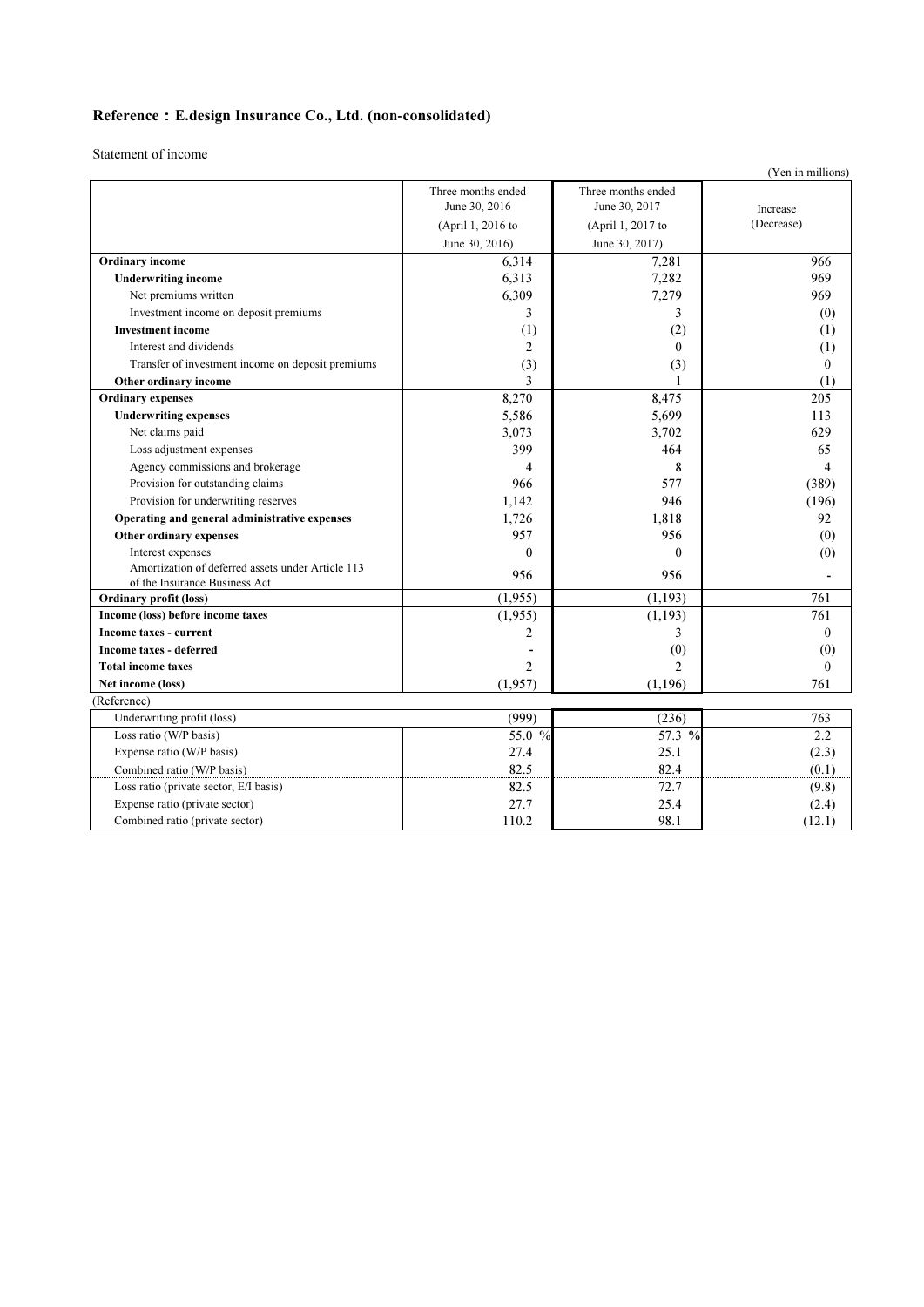## Reference：E.design Insurance Co., Ltd. (non-consolidated)

Statement of income

(Yen in millions)

| | Three months ended June 30, 2016 (April 1, 2016 to June 30, 2016) | Three months ended June 30, 2017 (April 1, 2017 to June 30, 2017) | Increase (Decrease) |
|---|---|---|---|
| **Ordinary income** | 6,314 | 7,281 | 966 |
| **Underwriting income** | 6,313 | 7,282 | 969 |
| Net premiums written | 6,309 | 7,279 | 969 |
| Investment income on deposit premiums | 3 | 3 | (0) |
| **Investment income** | (1) | (2) | (1) |
| Interest and dividends | 2 | 0 | (1) |
| Transfer of investment income on deposit premiums | (3) | (3) | 0 |
| **Other ordinary income** | 3 | 1 | (1) |
| **Ordinary expenses** | 8,270 | 8,475 | 205 |
| **Underwriting expenses** | 5,586 | 5,699 | 113 |
| Net claims paid | 3,073 | 3,702 | 629 |
| Loss adjustment expenses | 399 | 464 | 65 |
| Agency commissions and brokerage | 4 | 8 | 4 |
| Provision for outstanding claims | 966 | 577 | (389) |
| Provision for underwriting reserves | 1,142 | 946 | (196) |
| **Operating and general administrative expenses** | 1,726 | 1,818 | 92 |
| **Other ordinary expenses** | 957 | 956 | (0) |
| Interest expenses | 0 | 0 | (0) |
| Amortization of deferred assets under Article 113 of the Insurance Business Act | 956 | 956 | - |
| **Ordinary profit (loss)** | (1,955) | (1,193) | 761 |
| **Income (loss) before income taxes** | (1,955) | (1,193) | 761 |
| **Income taxes - current** | 2 | 3 | 0 |
| **Income taxes - deferred** | - | (0) | (0) |
| **Total income taxes** | 2 | 2 | 0 |
| **Net income (loss)** | (1,957) | (1,196) | 761 |

(Reference)

| | | | |
|---|---|---|---|
| Underwriting profit (loss) | (999) | (236) | 763 |
| Loss ratio (W/P basis) | 55.0 % | 57.3 % | 2.2 |
| Expense ratio (W/P basis) | 27.4 | 25.1 | (2.3) |
| Combined ratio (W/P basis) | 82.5 | 82.4 | (0.1) |
| Loss ratio (private sector, E/I basis) | 82.5 | 72.7 | (9.8) |
| Expense ratio (private sector) | 27.7 | 25.4 | (2.4) |
| Combined ratio (private sector) | 110.2 | 98.1 | (12.1) |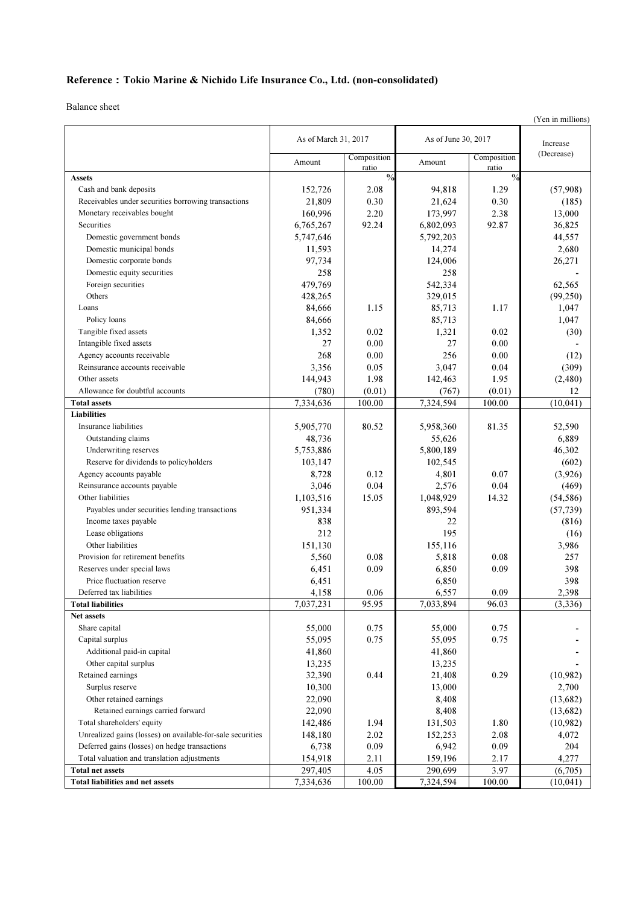## Reference：Tokio Marine & Nichido Life Insurance Co., Ltd. (non-consolidated)

Balance sheet

(Yen in millions)

| | As of March 31, 2017 | | As of June 30, 2017 | | Increase (Decrease) |
|---|---|---|---|---|---|
| | Amount | Composition ratio | Amount | Composition ratio | |
| **Assets** | | % | | % | |
| Cash and bank deposits | 152,726 | 2.08 | 94,818 | 1.29 | (57,908) |
| Receivables under securities borrowing transactions | 21,809 | 0.30 | 21,624 | 0.30 | (185) |
| Monetary receivables bought | 160,996 | 2.20 | 173,997 | 2.38 | 13,000 |
| Securities | 6,765,267 | 92.24 | 6,802,093 | 92.87 | 36,825 |
| Domestic government bonds | 5,747,646 | | 5,792,203 | | 44,557 |
| Domestic municipal bonds | 11,593 | | 14,274 | | 2,680 |
| Domestic corporate bonds | 97,734 | | 124,006 | | 26,271 |
| Domestic equity securities | 258 | | 258 | | - |
| Foreign securities | 479,769 | | 542,334 | | 62,565 |
| Others | 428,265 | | 329,015 | | (99,250) |
| Loans | 84,666 | 1.15 | 85,713 | 1.17 | 1,047 |
| Policy loans | 84,666 | | 85,713 | | 1,047 |
| Tangible fixed assets | 1,352 | 0.02 | 1,321 | 0.02 | (30) |
| Intangible fixed assets | 27 | 0.00 | 27 | 0.00 | - |
| Agency accounts receivable | 268 | 0.00 | 256 | 0.00 | (12) |
| Reinsurance accounts receivable | 3,356 | 0.05 | 3,047 | 0.04 | (309) |
| Other assets | 144,943 | 1.98 | 142,463 | 1.95 | (2,480) |
| Allowance for doubtful accounts | (780) | (0.01) | (767) | (0.01) | 12 |
| **Total assets** | 7,334,636 | 100.00 | 7,324,594 | 100.00 | (10,041) |
| **Liabilities** | | | | | |
| Insurance liabilities | 5,905,770 | 80.52 | 5,958,360 | 81.35 | 52,590 |
| Outstanding claims | 48,736 | | 55,626 | | 6,889 |
| Underwriting reserves | 5,753,886 | | 5,800,189 | | 46,302 |
| Reserve for dividends to policyholders | 103,147 | | 102,545 | | (602) |
| Agency accounts payable | 8,728 | 0.12 | 4,801 | 0.07 | (3,926) |
| Reinsurance accounts payable | 3,046 | 0.04 | 2,576 | 0.04 | (469) |
| Other liabilities | 1,103,516 | 15.05 | 1,048,929 | 14.32 | (54,586) |
| Payables under securities lending transactions | 951,334 | | 893,594 | | (57,739) |
| Income taxes payable | 838 | | 22 | | (816) |
| Lease obligations | 212 | | 195 | | (16) |
| Other liabilities | 151,130 | | 155,116 | | 3,986 |
| Provision for retirement benefits | 5,560 | 0.08 | 5,818 | 0.08 | 257 |
| Reserves under special laws | 6,451 | 0.09 | 6,850 | 0.09 | 398 |
| Price fluctuation reserve | 6,451 | | 6,850 | | 398 |
| Deferred tax liabilities | 4,158 | 0.06 | 6,557 | 0.09 | 2,398 |
| **Total liabilities** | 7,037,231 | 95.95 | 7,033,894 | 96.03 | (3,336) |
| **Net assets** | | | | | |
| Share capital | 55,000 | 0.75 | 55,000 | 0.75 | - |
| Capital surplus | 55,095 | 0.75 | 55,095 | 0.75 | - |
| Additional paid-in capital | 41,860 | | 41,860 | | - |
| Other capital surplus | 13,235 | | 13,235 | | - |
| Retained earnings | 32,390 | 0.44 | 21,408 | 0.29 | (10,982) |
| Surplus reserve | 10,300 | | 13,000 | | 2,700 |
| Other retained earnings | 22,090 | | 8,408 | | (13,682) |
| Retained earnings carried forward | 22,090 | | 8,408 | | (13,682) |
| Total shareholders' equity | 142,486 | 1.94 | 131,503 | 1.80 | (10,982) |
| Unrealized gains (losses) on available-for-sale securities | 148,180 | 2.02 | 152,253 | 2.08 | 4,072 |
| Deferred gains (losses) on hedge transactions | 6,738 | 0.09 | 6,942 | 0.09 | 204 |
| Total valuation and translation adjustments | 154,918 | 2.11 | 159,196 | 2.17 | 4,277 |
| **Total net assets** | 297,405 | 4.05 | 290,699 | 3.97 | (6,705) |
| **Total liabilities and net assets** | 7,334,636 | 100.00 | 7,324,594 | 100.00 | (10,041) |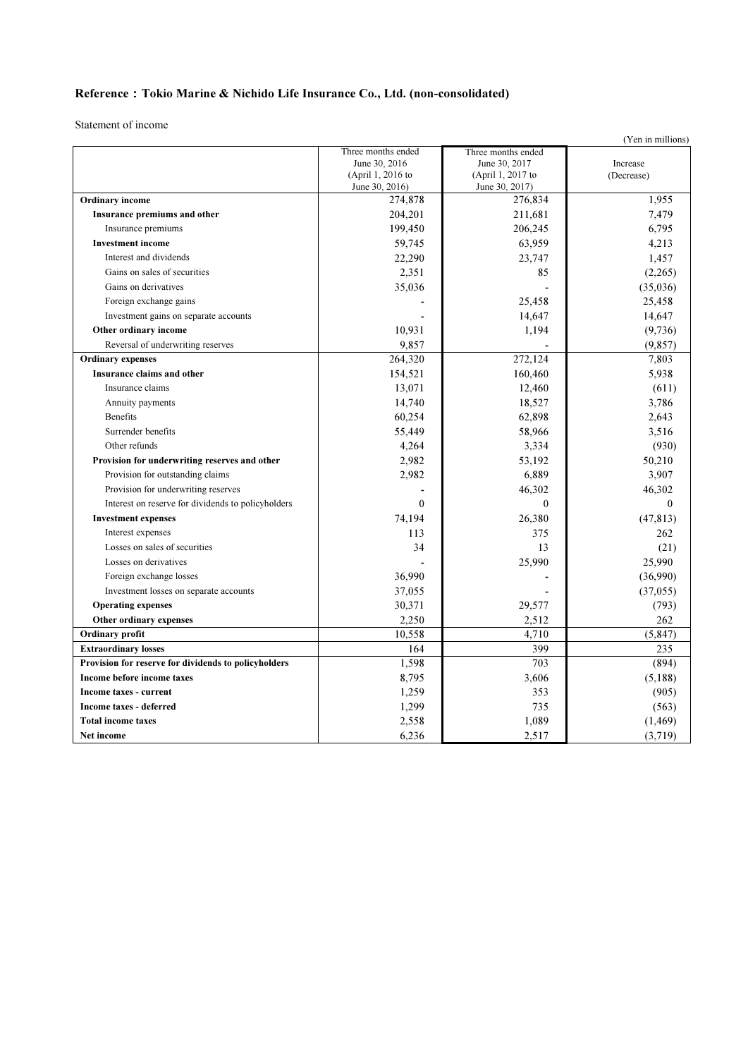## Reference：Tokio Marine & Nichido Life Insurance Co., Ltd. (non-consolidated)

Statement of income

(Yen in millions)

| | Three months ended June 30, 2016 (April 1, 2016 to June 30, 2016) | Three months ended June 30, 2017 (April 1, 2017 to June 30, 2017) | Increase (Decrease) |
|---|---|---|---|
| **Ordinary income** | 274,878 | 276,834 | 1,955 |
| **Insurance premiums and other** | 204,201 | 211,681 | 7,479 |
| Insurance premiums | 199,450 | 206,245 | 6,795 |
| **Investment income** | 59,745 | 63,959 | 4,213 |
| Interest and dividends | 22,290 | 23,747 | 1,457 |
| Gains on sales of securities | 2,351 | 85 | (2,265) |
| Gains on derivatives | 35,036 | - | (35,036) |
| Foreign exchange gains | - | 25,458 | 25,458 |
| Investment gains on separate accounts | - | 14,647 | 14,647 |
| **Other ordinary income** | 10,931 | 1,194 | (9,736) |
| Reversal of underwriting reserves | 9,857 | - | (9,857) |
| **Ordinary expenses** | 264,320 | 272,124 | 7,803 |
| **Insurance claims and other** | 154,521 | 160,460 | 5,938 |
| Insurance claims | 13,071 | 12,460 | (611) |
| Annuity payments | 14,740 | 18,527 | 3,786 |
| Benefits | 60,254 | 62,898 | 2,643 |
| Surrender benefits | 55,449 | 58,966 | 3,516 |
| Other refunds | 4,264 | 3,334 | (930) |
| **Provision for underwriting reserves and other** | 2,982 | 53,192 | 50,210 |
| Provision for outstanding claims | 2,982 | 6,889 | 3,907 |
| Provision for underwriting reserves | - | 46,302 | 46,302 |
| Interest on reserve for dividends to policyholders | 0 | 0 | 0 |
| **Investment expenses** | 74,194 | 26,380 | (47,813) |
| Interest expenses | 113 | 375 | 262 |
| Losses on sales of securities | 34 | 13 | (21) |
| Losses on derivatives | - | 25,990 | 25,990 |
| Foreign exchange losses | 36,990 | - | (36,990) |
| Investment losses on separate accounts | 37,055 | - | (37,055) |
| **Operating expenses** | 30,371 | 29,577 | (793) |
| **Other ordinary expenses** | 2,250 | 2,512 | 262 |
| **Ordinary profit** | 10,558 | 4,710 | (5,847) |
| **Extraordinary losses** | 164 | 399 | 235 |
| **Provision for reserve for dividends to policyholders** | 1,598 | 703 | (894) |
| **Income before income taxes** | 8,795 | 3,606 | (5,188) |
| **Income taxes - current** | 1,259 | 353 | (905) |
| **Income taxes - deferred** | 1,299 | 735 | (563) |
| **Total income taxes** | 2,558 | 1,089 | (1,469) |
| **Net income** | 6,236 | 2,517 | (3,719) |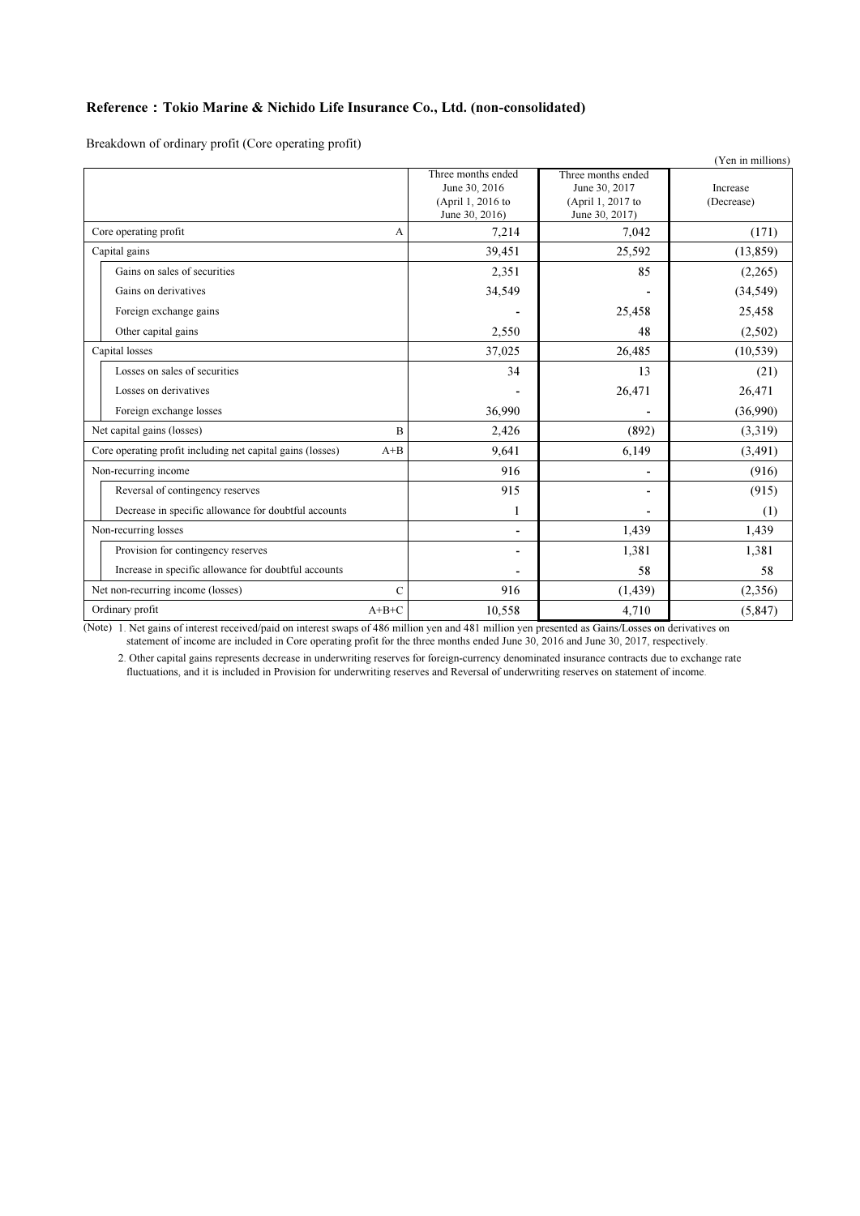### Reference：Tokio Marine & Nichido Life Insurance Co., Ltd. (non-consolidated)

Breakdown of ordinary profit (Core operating profit)

(Yen in millions)

| | | Three months ended June 30, 2016 (April 1, 2016 to June 30, 2016) | Three months ended June 30, 2017 (April 1, 2017 to June 30, 2017) | Increase (Decrease) |
|---|---|---|---|---|
| Core operating profit | A | 7,214 | 7,042 | (171) |
| Capital gains | | 39,451 | 25,592 | (13,859) |
| Gains on sales of securities | | 2,351 | 85 | (2,265) |
| Gains on derivatives | | 34,549 | - | (34,549) |
| Foreign exchange gains | | - | 25,458 | 25,458 |
| Other capital gains | | 2,550 | 48 | (2,502) |
| Capital losses | | 37,025 | 26,485 | (10,539) |
| Losses on sales of securities | | 34 | 13 | (21) |
| Losses on derivatives | | - | 26,471 | 26,471 |
| Foreign exchange losses | | 36,990 | - | (36,990) |
| Net capital gains (losses) | B | 2,426 | (892) | (3,319) |
| Core operating profit including net capital gains (losses) | A+B | 9,641 | 6,149 | (3,491) |
| Non-recurring income | | 916 | - | (916) |
| Reversal of contingency reserves | | 915 | - | (915) |
| Decrease in specific allowance for doubtful accounts | | 1 | - | (1) |
| Non-recurring losses | | - | 1,439 | 1,439 |
| Provision for contingency reserves | | - | 1,381 | 1,381 |
| Increase in specific allowance for doubtful accounts | | - | 58 | 58 |
| Net non-recurring income (losses) | C | 916 | (1,439) | (2,356) |
| Ordinary profit | A+B+C | 10,558 | 4,710 | (5,847) |

(Note) 1. Net gains of interest received/paid on interest swaps of 486 million yen and 481 million yen presented as Gains/Losses on derivatives on statement of income are included in Core operating profit for the three months ended June 30, 2016 and June 30, 2017, respectively.

2. Other capital gains represents decrease in underwriting reserves for foreign-currency denominated insurance contracts due to exchange rate fluctuations, and it is included in Provision for underwriting reserves and Reversal of underwriting reserves on statement of income.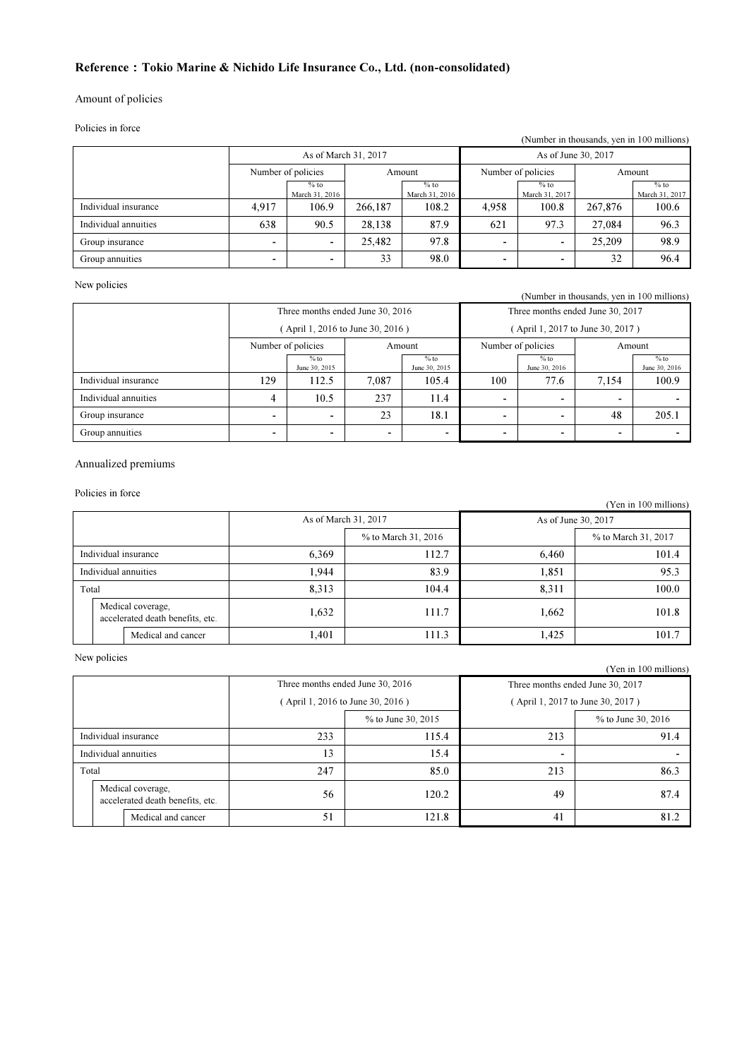## Reference：Tokio Marine & Nichido Life Insurance Co., Ltd. (non-consolidated)

### Amount of policies

Policies in force

(Number in thousands, yen in 100 millions)

| | As of March 31, 2017 | | | | As of June 30, 2017 | | | |
|---|---|---|---|---|---|---|---|---|
| | Number of policies | | Amount | | Number of policies | | Amount | |
| | | % to March 31, 2016 | | % to March 31, 2016 | | % to March 31, 2017 | | % to March 31, 2017 |
| Individual insurance | 4,917 | 106.9 | 266,187 | 108.2 | 4,958 | 100.8 | 267,876 | 100.6 |
| Individual annuities | 638 | 90.5 | 28,138 | 87.9 | 621 | 97.3 | 27,084 | 96.3 |
| Group insurance | - | - | 25,482 | 97.8 | - | - | 25,209 | 98.9 |
| Group annuities | - | - | 33 | 98.0 | - | - | 32 | 96.4 |

New policies

(Number in thousands, yen in 100 millions)

| | Three months ended June 30, 2016 ( April 1, 2016 to June 30, 2016 ) | | | | Three months ended June 30, 2017 ( April 1, 2017 to June 30, 2017 ) | | | |
|---|---|---|---|---|---|---|---|---|
| | Number of policies | | Amount | | Number of policies | | Amount | |
| | | % to June 30, 2015 | | % to June 30, 2015 | | % to June 30, 2016 | | % to June 30, 2016 |
| Individual insurance | 129 | 112.5 | 7,087 | 105.4 | 100 | 77.6 | 7,154 | 100.9 |
| Individual annuities | 4 | 10.5 | 237 | 11.4 | - | - | - | - |
| Group insurance | - | - | 23 | 18.1 | - | - | 48 | 205.1 |
| Group annuities | - | - | - | - | - | - | - | - |

### Annualized premiums

Policies in force

(Yen in 100 millions)

| | As of March 31, 2017 | | As of June 30, 2017 | |
|---|---|---|---|---|
| | | % to March 31, 2016 | | % to March 31, 2017 |
| Individual insurance | 6,369 | 112.7 | 6,460 | 101.4 |
| Individual annuities | 1,944 | 83.9 | 1,851 | 95.3 |
| Total | 8,313 | 104.4 | 8,311 | 100.0 |
| Medical coverage, accelerated death benefits, etc. | 1,632 | 111.7 | 1,662 | 101.8 |
| Medical and cancer | 1,401 | 111.3 | 1,425 | 101.7 |

New policies

(Yen in 100 millions)

| | Three months ended June 30, 2016 ( April 1, 2016 to June 30, 2016 ) | | Three months ended June 30, 2017 ( April 1, 2017 to June 30, 2017 ) | |
|---|---|---|---|---|
| | | % to June 30, 2015 | | % to June 30, 2016 |
| Individual insurance | 233 | 115.4 | 213 | 91.4 |
| Individual annuities | 13 | 15.4 | - | - |
| Total | 247 | 85.0 | 213 | 86.3 |
| Medical coverage, accelerated death benefits, etc. | 56 | 120.2 | 49 | 87.4 |
| Medical and cancer | 51 | 121.8 | 41 | 81.2 |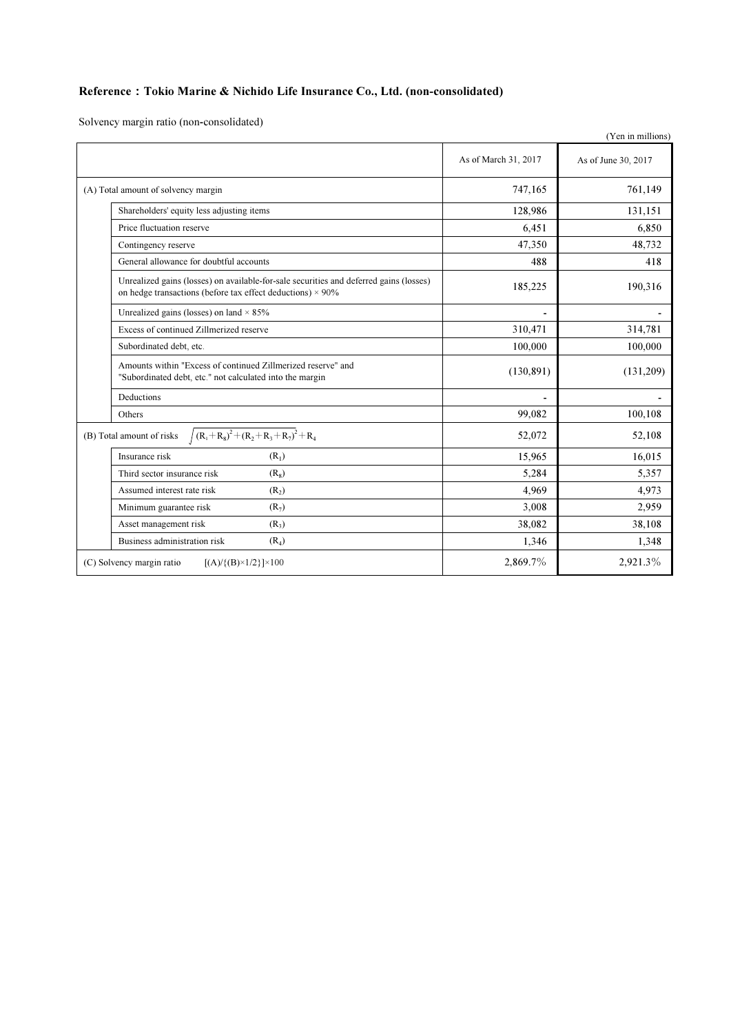**Reference：Tokio Marine & Nichido Life Insurance Co., Ltd. (non-consolidated)**

Solvency margin ratio (non-consolidated)

(Yen in millions)

| | As of March 31, 2017 | As of June 30, 2017 |
|---|---|---|
| (A) Total amount of solvency margin | 747,165 | 761,149 |
| Shareholders' equity less adjusting items | 128,986 | 131,151 |
| Price fluctuation reserve | 6,451 | 6,850 |
| Contingency reserve | 47,350 | 48,732 |
| General allowance for doubtful accounts | 488 | 418 |
| Unrealized gains (losses) on available-for-sale securities and deferred gains (losses) on hedge transactions (before tax effect deductions) × 90% | 185,225 | 190,316 |
| Unrealized gains (losses) on land × 85% | - | - |
| Excess of continued Zillmerized reserve | 310,471 | 314,781 |
| Subordinated debt, etc. | 100,000 | 100,000 |
| Amounts within "Excess of continued Zillmerized reserve" and "Subordinated debt, etc." not calculated into the margin | (130,891) | (131,209) |
| Deductions | - | - |
| Others | 99,082 | 100,108 |
| (B) Total amount of risks $\sqrt{(R_1+R_8)^2+(R_2+R_3+R_7)^2}+R_4$ | 52,072 | 52,108 |
| Insurance risk $(R_1)$ | 15,965 | 16,015 |
| Third sector insurance risk $(R_8)$ | 5,284 | 5,357 |
| Assumed interest rate risk $(R_2)$ | 4,969 | 4,973 |
| Minimum guarantee risk $(R_7)$ | 3,008 | 2,959 |
| Asset management risk $(R_3)$ | 38,082 | 38,108 |
| Business administration risk $(R_4)$ | 1,346 | 1,348 |
| (C) Solvency margin ratio $[(A)/\{(B)\times 1/2\}]\times 100$ | 2,869.7% | 2,921.3% |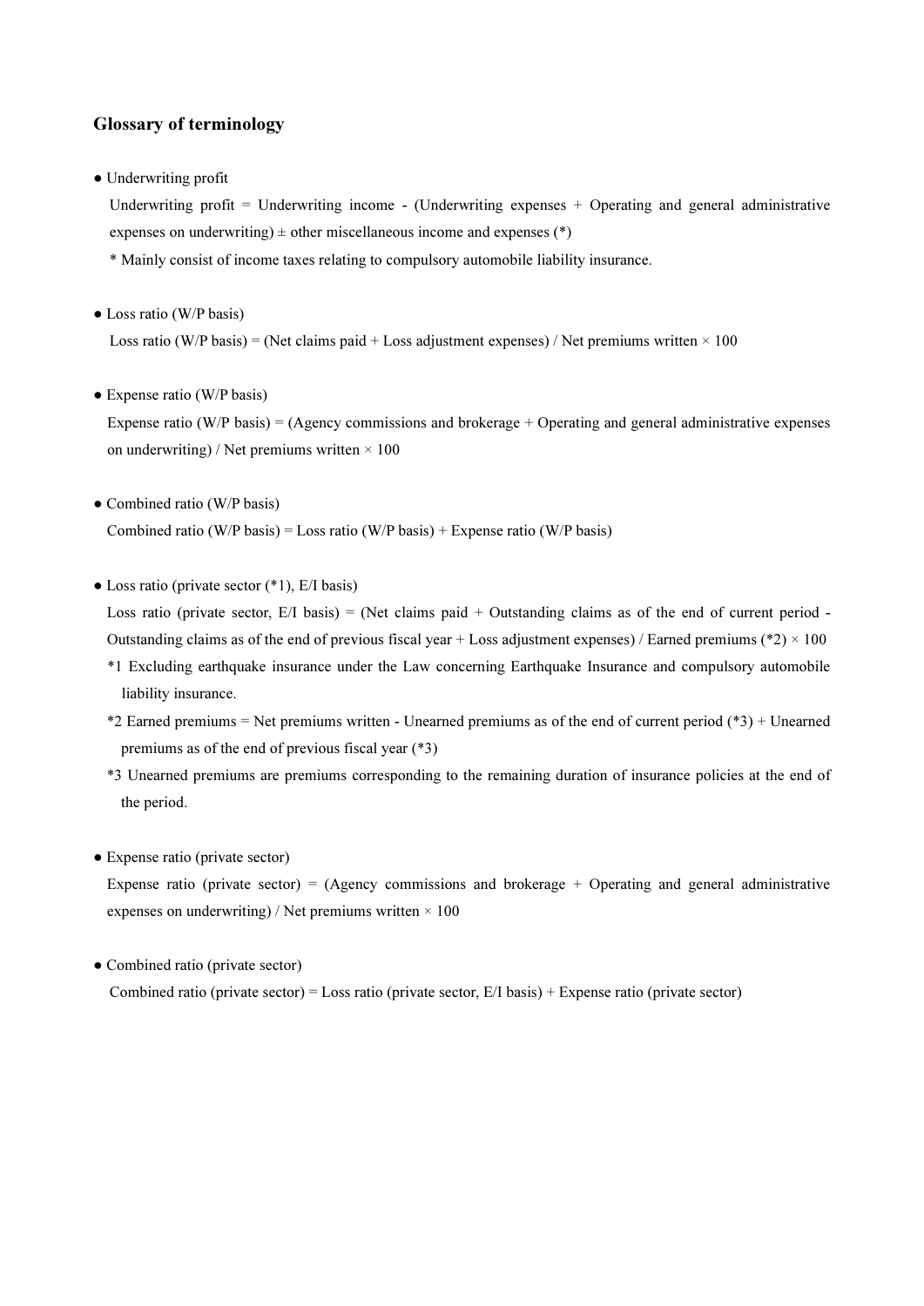## Glossary of terminology

● Underwriting profit

Underwriting profit = Underwriting income - (Underwriting expenses + Operating and general administrative expenses on underwriting) ± other miscellaneous income and expenses (*)

\* Mainly consist of income taxes relating to compulsory automobile liability insurance.

● Loss ratio (W/P basis)

Loss ratio (W/P basis) = (Net claims paid + Loss adjustment expenses) / Net premiums written × 100

● Expense ratio (W/P basis)

Expense ratio (W/P basis) = (Agency commissions and brokerage + Operating and general administrative expenses on underwriting) / Net premiums written × 100

● Combined ratio (W/P basis)

Combined ratio (W/P basis) = Loss ratio (W/P basis) + Expense ratio (W/P basis)

● Loss ratio (private sector (*1), E/I basis)

Loss ratio (private sector, E/I basis) = (Net claims paid + Outstanding claims as of the end of current period - Outstanding claims as of the end of previous fiscal year + Loss adjustment expenses) / Earned premiums (*2) × 100

*1 Excluding earthquake insurance under the Law concerning Earthquake Insurance and compulsory automobile liability insurance.

*2 Earned premiums = Net premiums written - Unearned premiums as of the end of current period (*3) + Unearned premiums as of the end of previous fiscal year (*3)

*3 Unearned premiums are premiums corresponding to the remaining duration of insurance policies at the end of the period.

● Expense ratio (private sector)

Expense ratio (private sector) = (Agency commissions and brokerage + Operating and general administrative expenses on underwriting) / Net premiums written × 100

● Combined ratio (private sector)

Combined ratio (private sector) = Loss ratio (private sector, E/I basis) + Expense ratio (private sector)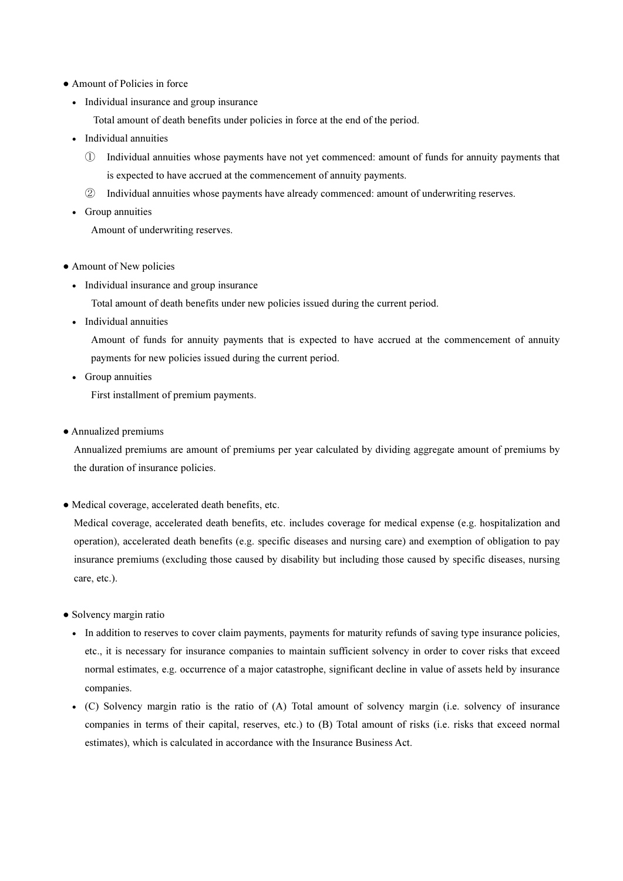● Amount of Policies in force

- Individual insurance and group insurance

  Total amount of death benefits under policies in force at the end of the period.

- Individual annuities

  ① Individual annuities whose payments have not yet commenced: amount of funds for annuity payments that is expected to have accrued at the commencement of annuity payments.

  ② Individual annuities whose payments have already commenced: amount of underwriting reserves.

- Group annuities

  Amount of underwriting reserves.

● Amount of New policies

- Individual insurance and group insurance

  Total amount of death benefits under new policies issued during the current period.

- Individual annuities

  Amount of funds for annuity payments that is expected to have accrued at the commencement of annuity payments for new policies issued during the current period.

- Group annuities

  First installment of premium payments.

● Annualized premiums

Annualized premiums are amount of premiums per year calculated by dividing aggregate amount of premiums by the duration of insurance policies.

● Medical coverage, accelerated death benefits, etc.

Medical coverage, accelerated death benefits, etc. includes coverage for medical expense (e.g. hospitalization and operation), accelerated death benefits (e.g. specific diseases and nursing care) and exemption of obligation to pay insurance premiums (excluding those caused by disability but including those caused by specific diseases, nursing care, etc.).

● Solvency margin ratio

- In addition to reserves to cover claim payments, payments for maturity refunds of saving type insurance policies, etc., it is necessary for insurance companies to maintain sufficient solvency in order to cover risks that exceed normal estimates, e.g. occurrence of a major catastrophe, significant decline in value of assets held by insurance companies.
- (C) Solvency margin ratio is the ratio of (A) Total amount of solvency margin (i.e. solvency of insurance companies in terms of their capital, reserves, etc.) to (B) Total amount of risks (i.e. risks that exceed normal estimates), which is calculated in accordance with the Insurance Business Act.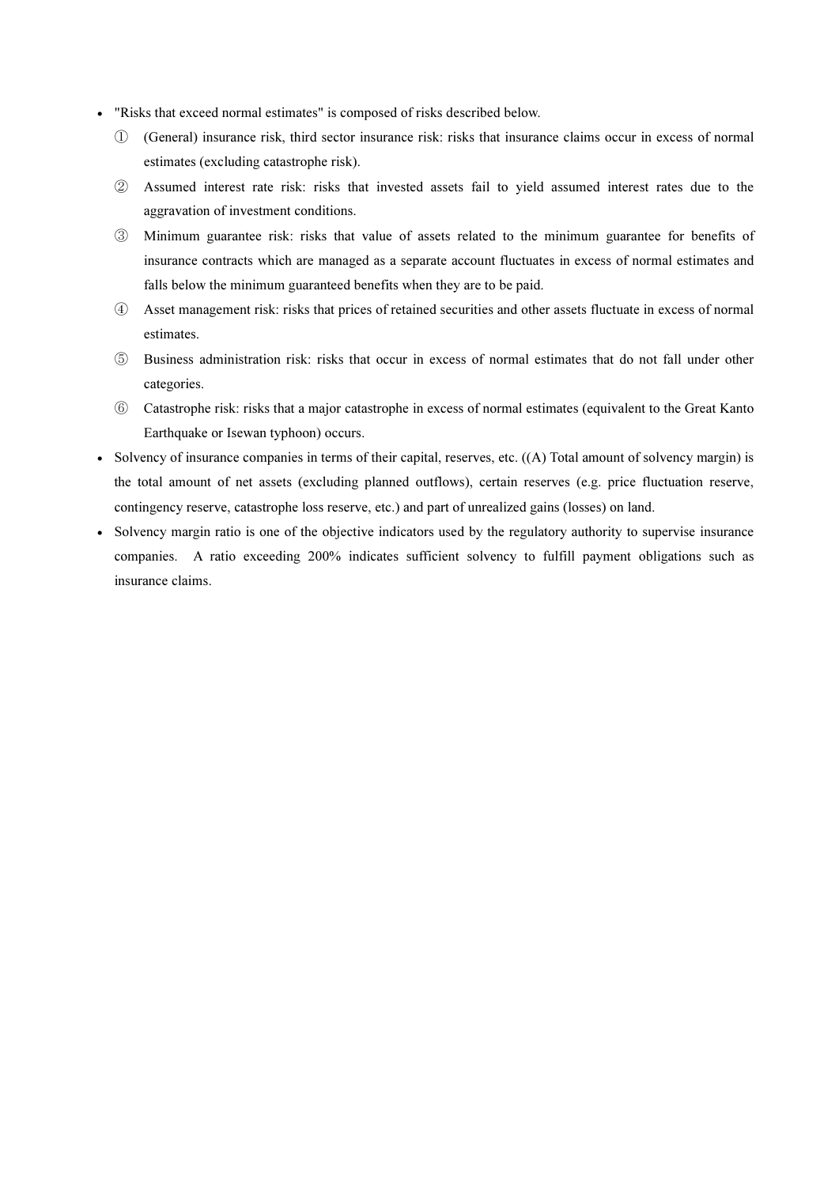- "Risks that exceed normal estimates" is composed of risks described below.
  - ① (General) insurance risk, third sector insurance risk: risks that insurance claims occur in excess of normal estimates (excluding catastrophe risk).
  - ② Assumed interest rate risk: risks that invested assets fail to yield assumed interest rates due to the aggravation of investment conditions.
  - ③ Minimum guarantee risk: risks that value of assets related to the minimum guarantee for benefits of insurance contracts which are managed as a separate account fluctuates in excess of normal estimates and falls below the minimum guaranteed benefits when they are to be paid.
  - ④ Asset management risk: risks that prices of retained securities and other assets fluctuate in excess of normal estimates.
  - ⑤ Business administration risk: risks that occur in excess of normal estimates that do not fall under other categories.
  - ⑥ Catastrophe risk: risks that a major catastrophe in excess of normal estimates (equivalent to the Great Kanto Earthquake or Isewan typhoon) occurs.
- Solvency of insurance companies in terms of their capital, reserves, etc. ((A) Total amount of solvency margin) is the total amount of net assets (excluding planned outflows), certain reserves (e.g. price fluctuation reserve, contingency reserve, catastrophe loss reserve, etc.) and part of unrealized gains (losses) on land.
- Solvency margin ratio is one of the objective indicators used by the regulatory authority to supervise insurance companies. A ratio exceeding 200% indicates sufficient solvency to fulfill payment obligations such as insurance claims.